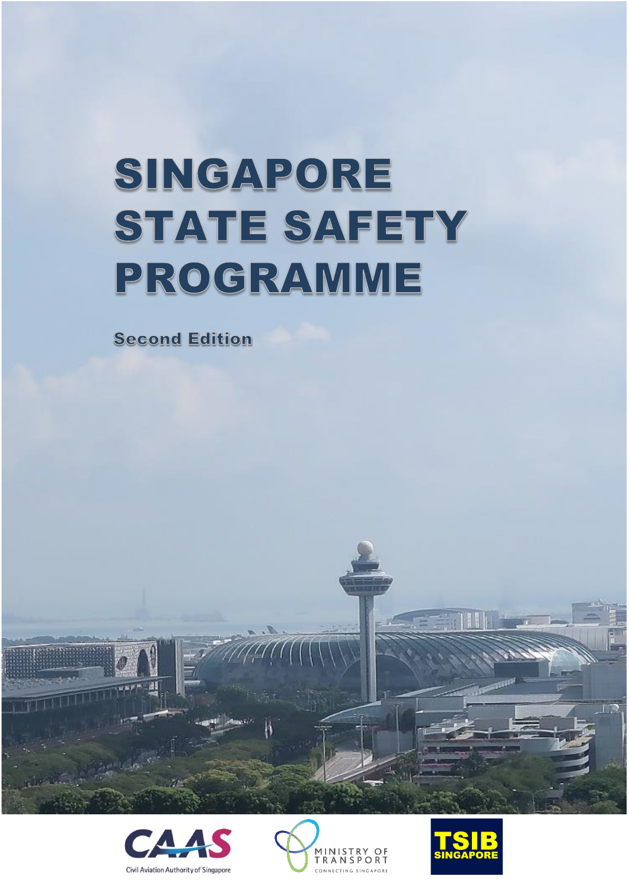# SINGAPORE STATE SAFETY PROGRAMME

**Second Edition**

CAAS
Civil Aviation Authority of Singapore

MINISTRY OF TRANSPORT
CONNECTING SINGAPORE

TSIB SINGAPORE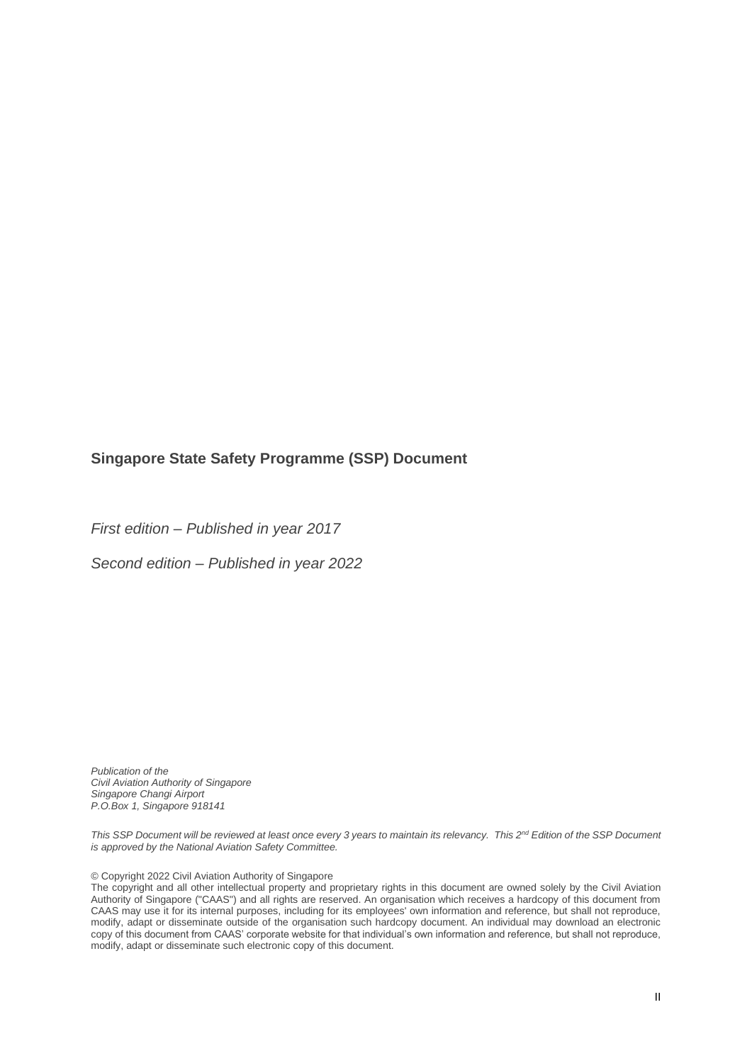**Singapore State Safety Programme (SSP) Document**

*First edition – Published in year 2017*

*Second edition – Published in year 2022*

*Publication of the*
*Civil Aviation Authority of Singapore*
*Singapore Changi Airport*
*P.O.Box 1, Singapore 918141*

*This SSP Document will be reviewed at least once every 3 years to maintain its relevancy. This 2nd Edition of the SSP Document is approved by the National Aviation Safety Committee.*

© Copyright 2022 Civil Aviation Authority of Singapore
The copyright and all other intellectual property and proprietary rights in this document are owned solely by the Civil Aviation Authority of Singapore ("CAAS") and all rights are reserved. An organisation which receives a hardcopy of this document from CAAS may use it for its internal purposes, including for its employees' own information and reference, but shall not reproduce, modify, adapt or disseminate outside of the organisation such hardcopy document. An individual may download an electronic copy of this document from CAAS' corporate website for that individual's own information and reference, but shall not reproduce, modify, adapt or disseminate such electronic copy of this document.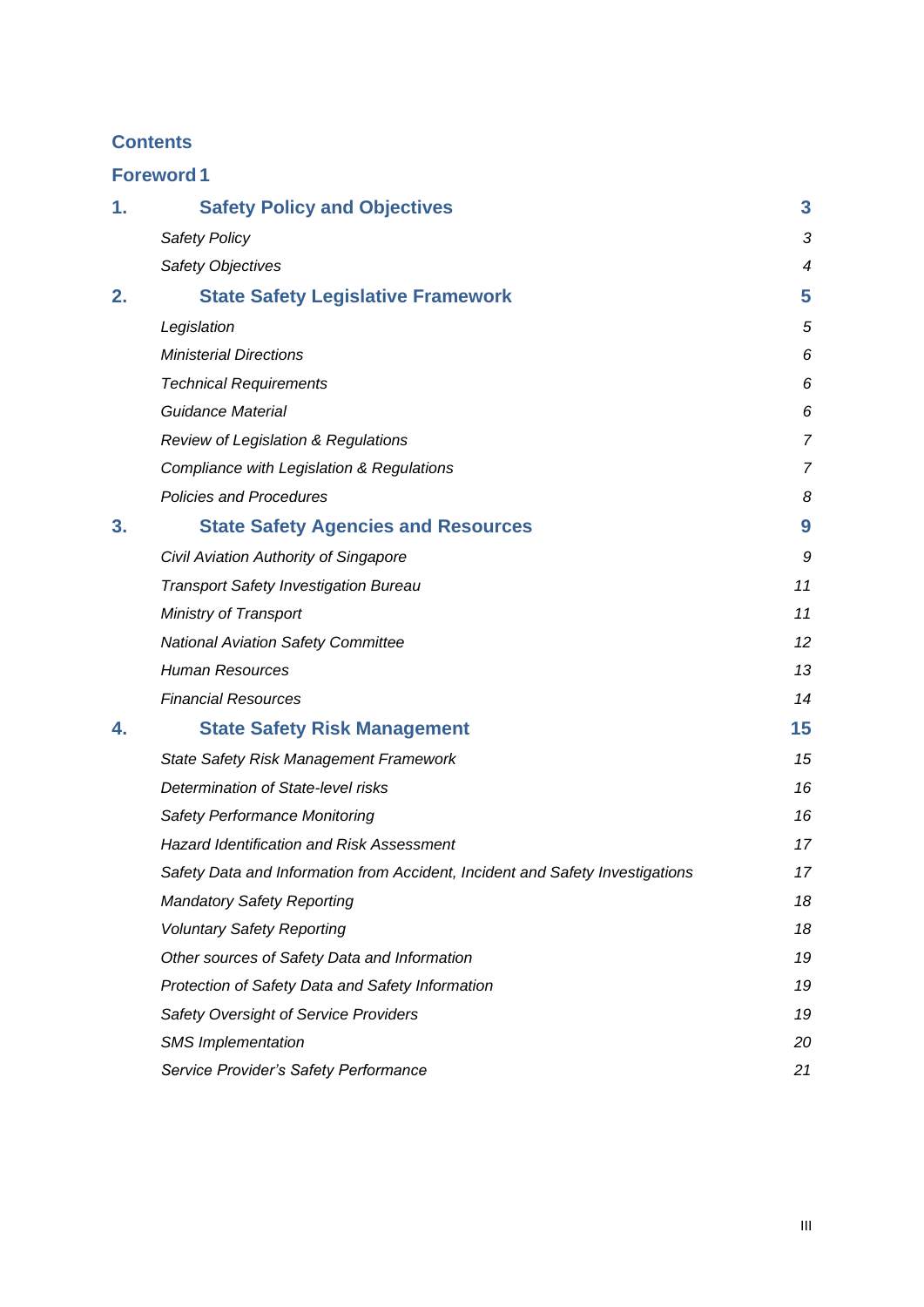## Contents

**Foreword 1**

| | | |
|---|---|---|
| **1.** | **Safety Policy and Objectives** | **3** |
| | *Safety Policy* | *3* |
| | *Safety Objectives* | *4* |
| **2.** | **State Safety Legislative Framework** | **5** |
| | *Legislation* | *5* |
| | *Ministerial Directions* | *6* |
| | *Technical Requirements* | *6* |
| | *Guidance Material* | *6* |
| | *Review of Legislation & Regulations* | *7* |
| | *Compliance with Legislation & Regulations* | *7* |
| | *Policies and Procedures* | *8* |
| **3.** | **State Safety Agencies and Resources** | **9** |
| | *Civil Aviation Authority of Singapore* | *9* |
| | *Transport Safety Investigation Bureau* | *11* |
| | *Ministry of Transport* | *11* |
| | *National Aviation Safety Committee* | *12* |
| | *Human Resources* | *13* |
| | *Financial Resources* | *14* |
| **4.** | **State Safety Risk Management** | **15** |
| | *State Safety Risk Management Framework* | *15* |
| | *Determination of State-level risks* | *16* |
| | *Safety Performance Monitoring* | *16* |
| | *Hazard Identification and Risk Assessment* | *17* |
| | *Safety Data and Information from Accident, Incident and Safety Investigations* | *17* |
| | *Mandatory Safety Reporting* | *18* |
| | *Voluntary Safety Reporting* | *18* |
| | *Other sources of Safety Data and Information* | *19* |
| | *Protection of Safety Data and Safety Information* | *19* |
| | *Safety Oversight of Service Providers* | *19* |
| | *SMS Implementation* | *20* |
| | *Service Provider's Safety Performance* | *21* |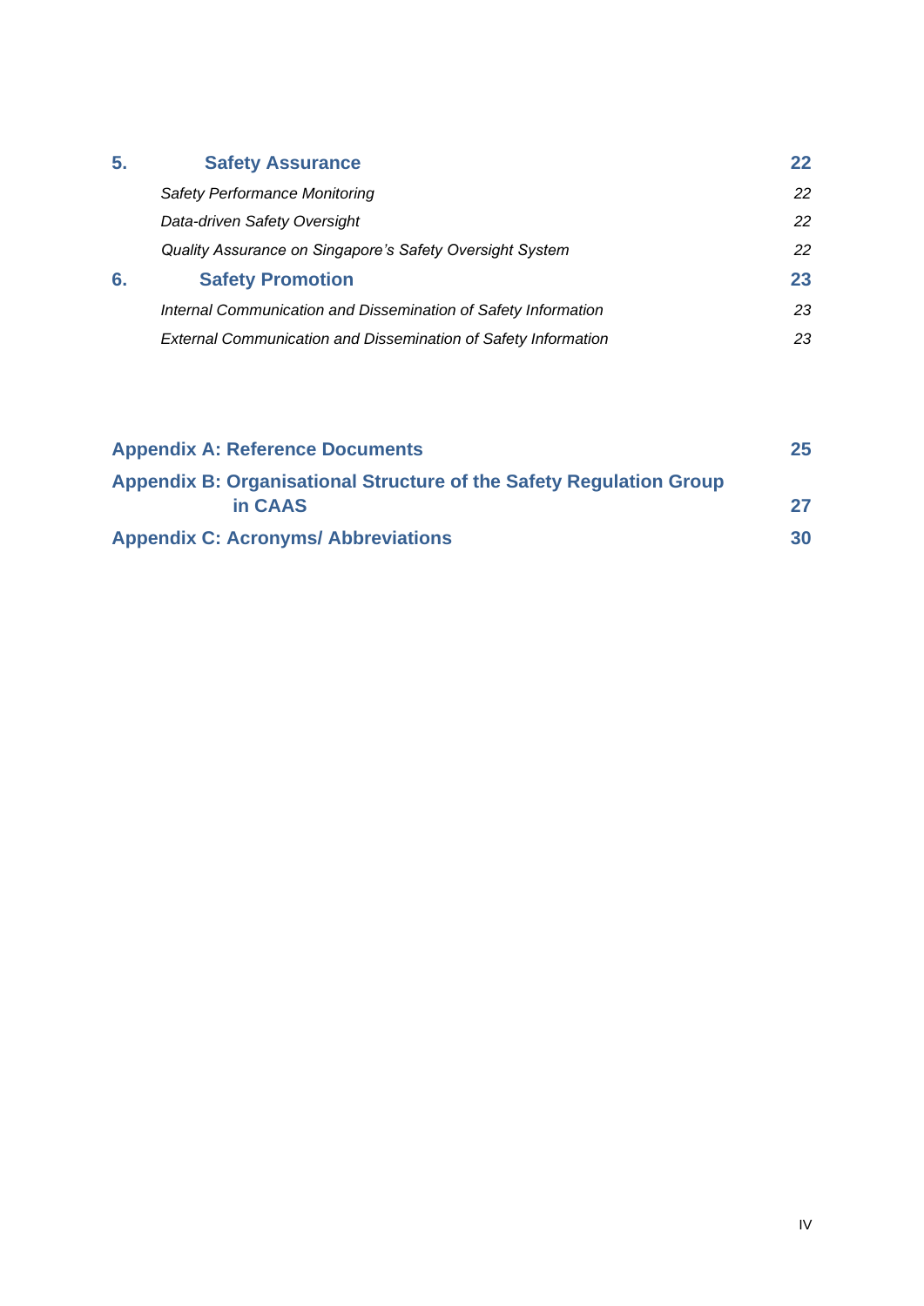| | | |
|---|---|---|
| **5.** | **Safety Assurance** | **22** |
| | *Safety Performance Monitoring* | *22* |
| | *Data-driven Safety Oversight* | *22* |
| | *Quality Assurance on Singapore's Safety Oversight System* | *22* |
| **6.** | **Safety Promotion** | **23** |
| | *Internal Communication and Dissemination of Safety Information* | *23* |
| | *External Communication and Dissemination of Safety Information* | *23* |

| | |
|---|---|
| **Appendix A: Reference Documents** | **25** |
| **Appendix B: Organisational Structure of the Safety Regulation Group in CAAS** | **27** |
| **Appendix C: Acronyms/ Abbreviations** | **30** |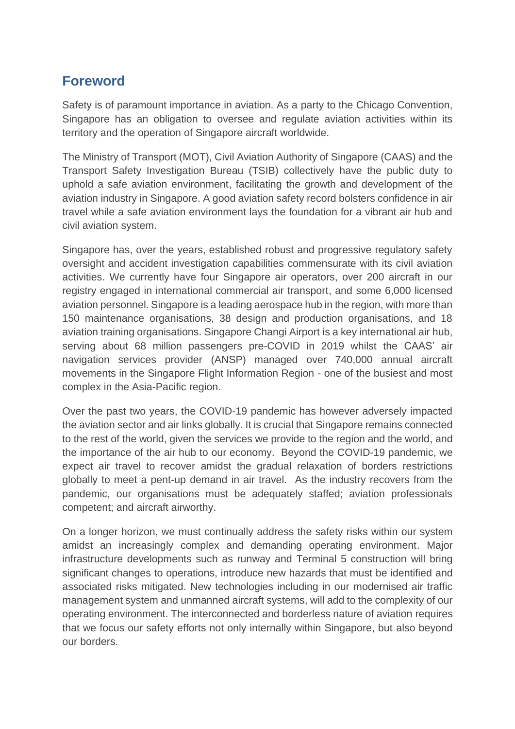## Foreword

Safety is of paramount importance in aviation. As a party to the Chicago Convention, Singapore has an obligation to oversee and regulate aviation activities within its territory and the operation of Singapore aircraft worldwide.

The Ministry of Transport (MOT), Civil Aviation Authority of Singapore (CAAS) and the Transport Safety Investigation Bureau (TSIB) collectively have the public duty to uphold a safe aviation environment, facilitating the growth and development of the aviation industry in Singapore. A good aviation safety record bolsters confidence in air travel while a safe aviation environment lays the foundation for a vibrant air hub and civil aviation system.

Singapore has, over the years, established robust and progressive regulatory safety oversight and accident investigation capabilities commensurate with its civil aviation activities. We currently have four Singapore air operators, over 200 aircraft in our registry engaged in international commercial air transport, and some 6,000 licensed aviation personnel. Singapore is a leading aerospace hub in the region, with more than 150 maintenance organisations, 38 design and production organisations, and 18 aviation training organisations. Singapore Changi Airport is a key international air hub, serving about 68 million passengers pre-COVID in 2019 whilst the CAAS' air navigation services provider (ANSP) managed over 740,000 annual aircraft movements in the Singapore Flight Information Region - one of the busiest and most complex in the Asia-Pacific region.

Over the past two years, the COVID-19 pandemic has however adversely impacted the aviation sector and air links globally. It is crucial that Singapore remains connected to the rest of the world, given the services we provide to the region and the world, and the importance of the air hub to our economy. Beyond the COVID-19 pandemic, we expect air travel to recover amidst the gradual relaxation of borders restrictions globally to meet a pent-up demand in air travel. As the industry recovers from the pandemic, our organisations must be adequately staffed; aviation professionals competent; and aircraft airworthy.

On a longer horizon, we must continually address the safety risks within our system amidst an increasingly complex and demanding operating environment. Major infrastructure developments such as runway and Terminal 5 construction will bring significant changes to operations, introduce new hazards that must be identified and associated risks mitigated. New technologies including in our modernised air traffic management system and unmanned aircraft systems, will add to the complexity of our operating environment. The interconnected and borderless nature of aviation requires that we focus our safety efforts not only internally within Singapore, but also beyond our borders.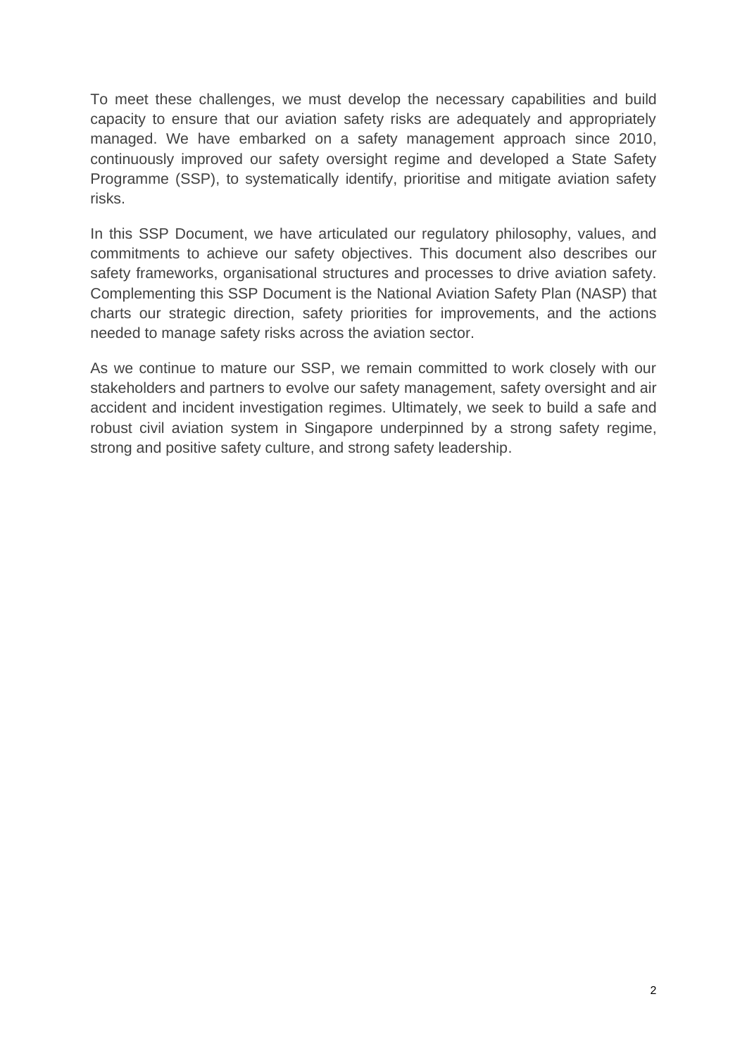To meet these challenges, we must develop the necessary capabilities and build capacity to ensure that our aviation safety risks are adequately and appropriately managed. We have embarked on a safety management approach since 2010, continuously improved our safety oversight regime and developed a State Safety Programme (SSP), to systematically identify, prioritise and mitigate aviation safety risks.

In this SSP Document, we have articulated our regulatory philosophy, values, and commitments to achieve our safety objectives. This document also describes our safety frameworks, organisational structures and processes to drive aviation safety. Complementing this SSP Document is the National Aviation Safety Plan (NASP) that charts our strategic direction, safety priorities for improvements, and the actions needed to manage safety risks across the aviation sector.

As we continue to mature our SSP, we remain committed to work closely with our stakeholders and partners to evolve our safety management, safety oversight and air accident and incident investigation regimes. Ultimately, we seek to build a safe and robust civil aviation system in Singapore underpinned by a strong safety regime, strong and positive safety culture, and strong safety leadership.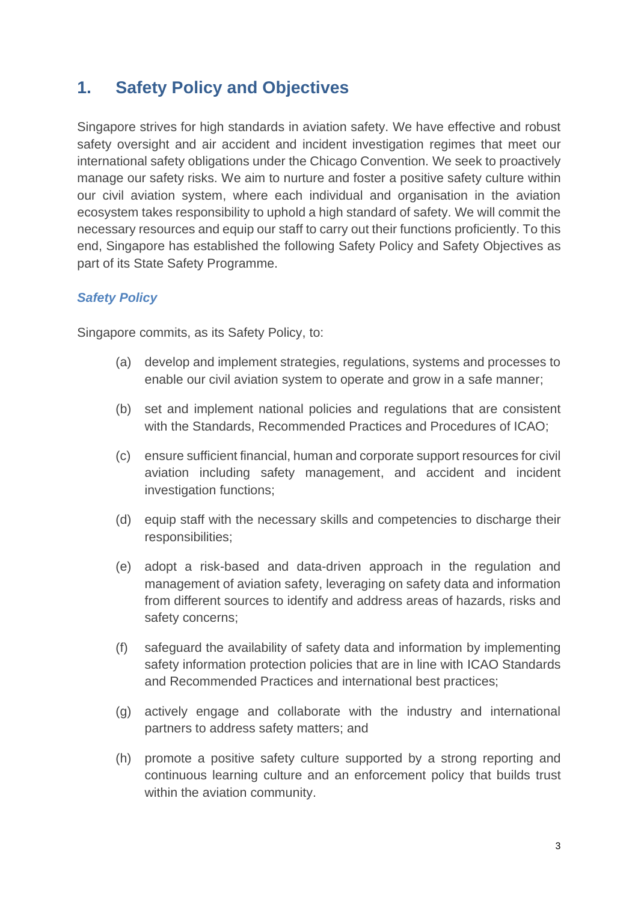# 1. Safety Policy and Objectives

Singapore strives for high standards in aviation safety. We have effective and robust safety oversight and air accident and incident investigation regimes that meet our international safety obligations under the Chicago Convention. We seek to proactively manage our safety risks. We aim to nurture and foster a positive safety culture within our civil aviation system, where each individual and organisation in the aviation ecosystem takes responsibility to uphold a high standard of safety. We will commit the necessary resources and equip our staff to carry out their functions proficiently. To this end, Singapore has established the following Safety Policy and Safety Objectives as part of its State Safety Programme.

### *Safety Policy*

Singapore commits, as its Safety Policy, to:

(a) develop and implement strategies, regulations, systems and processes to enable our civil aviation system to operate and grow in a safe manner;

(b) set and implement national policies and regulations that are consistent with the Standards, Recommended Practices and Procedures of ICAO;

(c) ensure sufficient financial, human and corporate support resources for civil aviation including safety management, and accident and incident investigation functions;

(d) equip staff with the necessary skills and competencies to discharge their responsibilities;

(e) adopt a risk-based and data-driven approach in the regulation and management of aviation safety, leveraging on safety data and information from different sources to identify and address areas of hazards, risks and safety concerns;

(f) safeguard the availability of safety data and information by implementing safety information protection policies that are in line with ICAO Standards and Recommended Practices and international best practices;

(g) actively engage and collaborate with the industry and international partners to address safety matters; and

(h) promote a positive safety culture supported by a strong reporting and continuous learning culture and an enforcement policy that builds trust within the aviation community.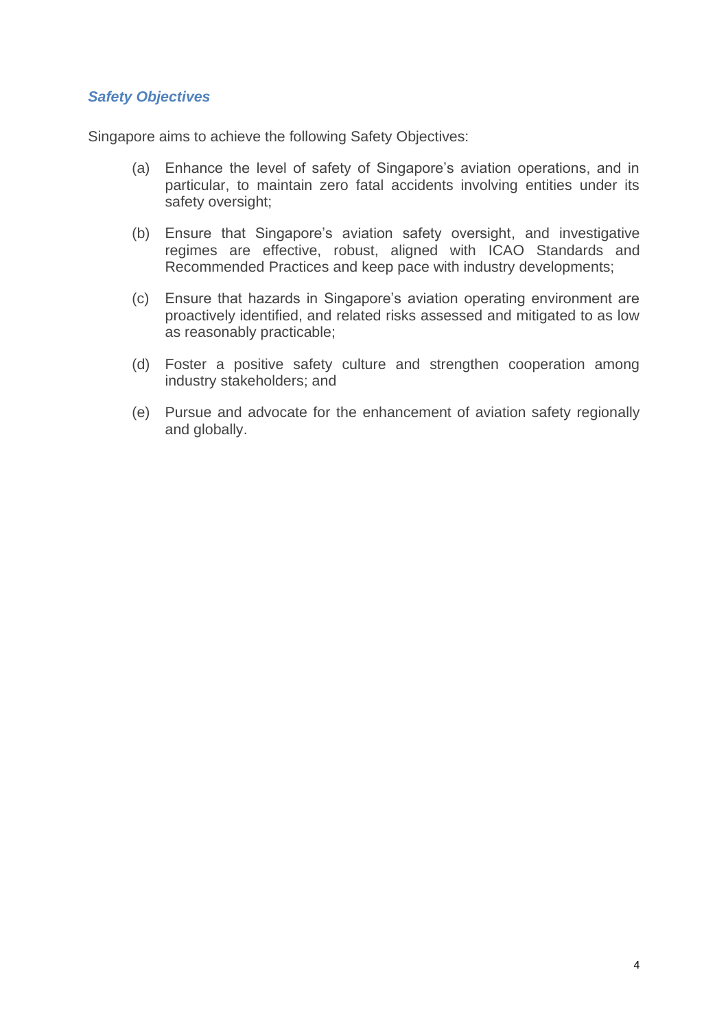### *Safety Objectives*

Singapore aims to achieve the following Safety Objectives:

(a) Enhance the level of safety of Singapore's aviation operations, and in particular, to maintain zero fatal accidents involving entities under its safety oversight;

(b) Ensure that Singapore's aviation safety oversight, and investigative regimes are effective, robust, aligned with ICAO Standards and Recommended Practices and keep pace with industry developments;

(c) Ensure that hazards in Singapore's aviation operating environment are proactively identified, and related risks assessed and mitigated to as low as reasonably practicable;

(d) Foster a positive safety culture and strengthen cooperation among industry stakeholders; and

(e) Pursue and advocate for the enhancement of aviation safety regionally and globally.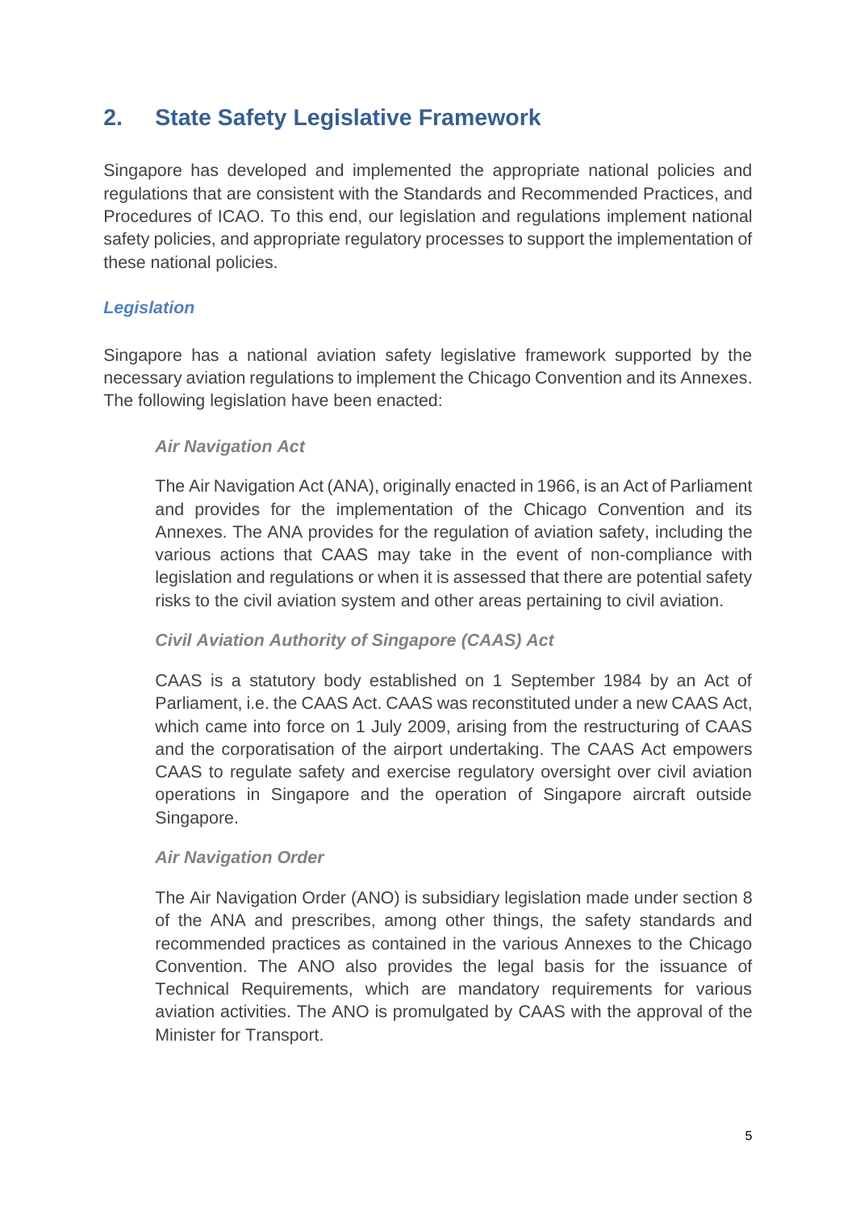## 2. State Safety Legislative Framework

Singapore has developed and implemented the appropriate national policies and regulations that are consistent with the Standards and Recommended Practices, and Procedures of ICAO. To this end, our legislation and regulations implement national safety policies, and appropriate regulatory processes to support the implementation of these national policies.

### *Legislation*

Singapore has a national aviation safety legislative framework supported by the necessary aviation regulations to implement the Chicago Convention and its Annexes. The following legislation have been enacted:

#### *Air Navigation Act*

The Air Navigation Act (ANA), originally enacted in 1966, is an Act of Parliament and provides for the implementation of the Chicago Convention and its Annexes. The ANA provides for the regulation of aviation safety, including the various actions that CAAS may take in the event of non-compliance with legislation and regulations or when it is assessed that there are potential safety risks to the civil aviation system and other areas pertaining to civil aviation.

#### *Civil Aviation Authority of Singapore (CAAS) Act*

CAAS is a statutory body established on 1 September 1984 by an Act of Parliament, i.e. the CAAS Act. CAAS was reconstituted under a new CAAS Act, which came into force on 1 July 2009, arising from the restructuring of CAAS and the corporatisation of the airport undertaking. The CAAS Act empowers CAAS to regulate safety and exercise regulatory oversight over civil aviation operations in Singapore and the operation of Singapore aircraft outside Singapore.

#### *Air Navigation Order*

The Air Navigation Order (ANO) is subsidiary legislation made under section 8 of the ANA and prescribes, among other things, the safety standards and recommended practices as contained in the various Annexes to the Chicago Convention. The ANO also provides the legal basis for the issuance of Technical Requirements, which are mandatory requirements for various aviation activities. The ANO is promulgated by CAAS with the approval of the Minister for Transport.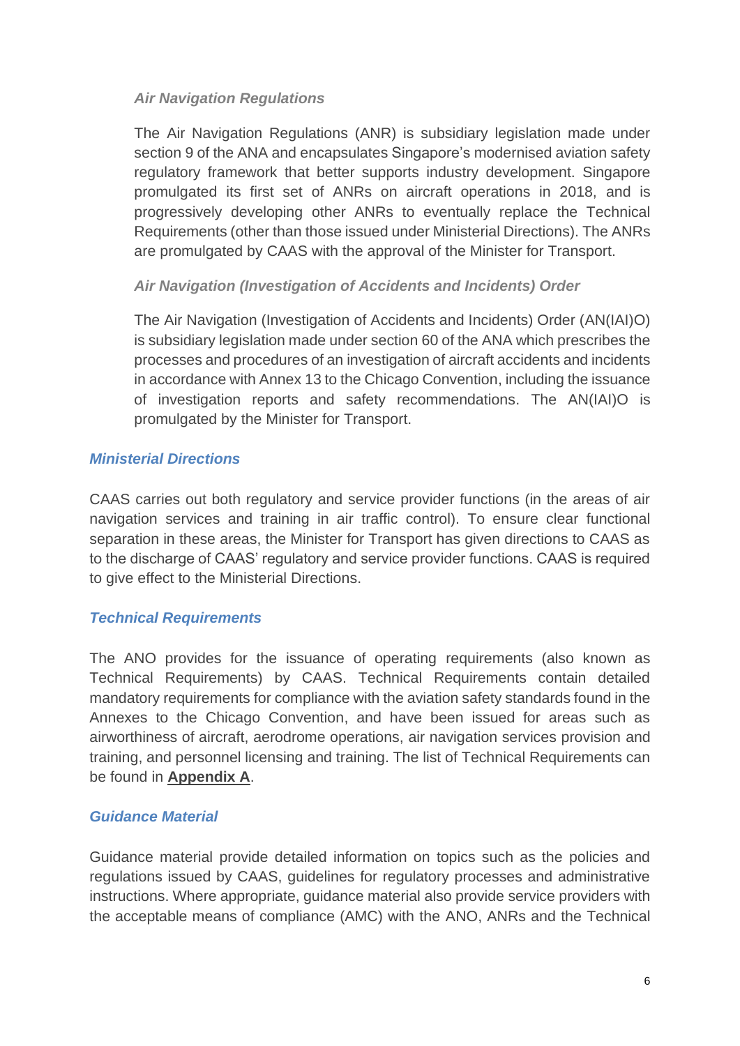#### *Air Navigation Regulations*

The Air Navigation Regulations (ANR) is subsidiary legislation made under section 9 of the ANA and encapsulates Singapore's modernised aviation safety regulatory framework that better supports industry development. Singapore promulgated its first set of ANRs on aircraft operations in 2018, and is progressively developing other ANRs to eventually replace the Technical Requirements (other than those issued under Ministerial Directions). The ANRs are promulgated by CAAS with the approval of the Minister for Transport.

#### *Air Navigation (Investigation of Accidents and Incidents) Order*

The Air Navigation (Investigation of Accidents and Incidents) Order (AN(IAI)O) is subsidiary legislation made under section 60 of the ANA which prescribes the processes and procedures of an investigation of aircraft accidents and incidents in accordance with Annex 13 to the Chicago Convention, including the issuance of investigation reports and safety recommendations. The AN(IAI)O is promulgated by the Minister for Transport.

### *Ministerial Directions*

CAAS carries out both regulatory and service provider functions (in the areas of air navigation services and training in air traffic control). To ensure clear functional separation in these areas, the Minister for Transport has given directions to CAAS as to the discharge of CAAS' regulatory and service provider functions. CAAS is required to give effect to the Ministerial Directions.

### *Technical Requirements*

The ANO provides for the issuance of operating requirements (also known as Technical Requirements) by CAAS. Technical Requirements contain detailed mandatory requirements for compliance with the aviation safety standards found in the Annexes to the Chicago Convention, and have been issued for areas such as airworthiness of aircraft, aerodrome operations, air navigation services provision and training, and personnel licensing and training. The list of Technical Requirements can be found in **Appendix A**.

### *Guidance Material*

Guidance material provide detailed information on topics such as the policies and regulations issued by CAAS, guidelines for regulatory processes and administrative instructions. Where appropriate, guidance material also provide service providers with the acceptable means of compliance (AMC) with the ANO, ANRs and the Technical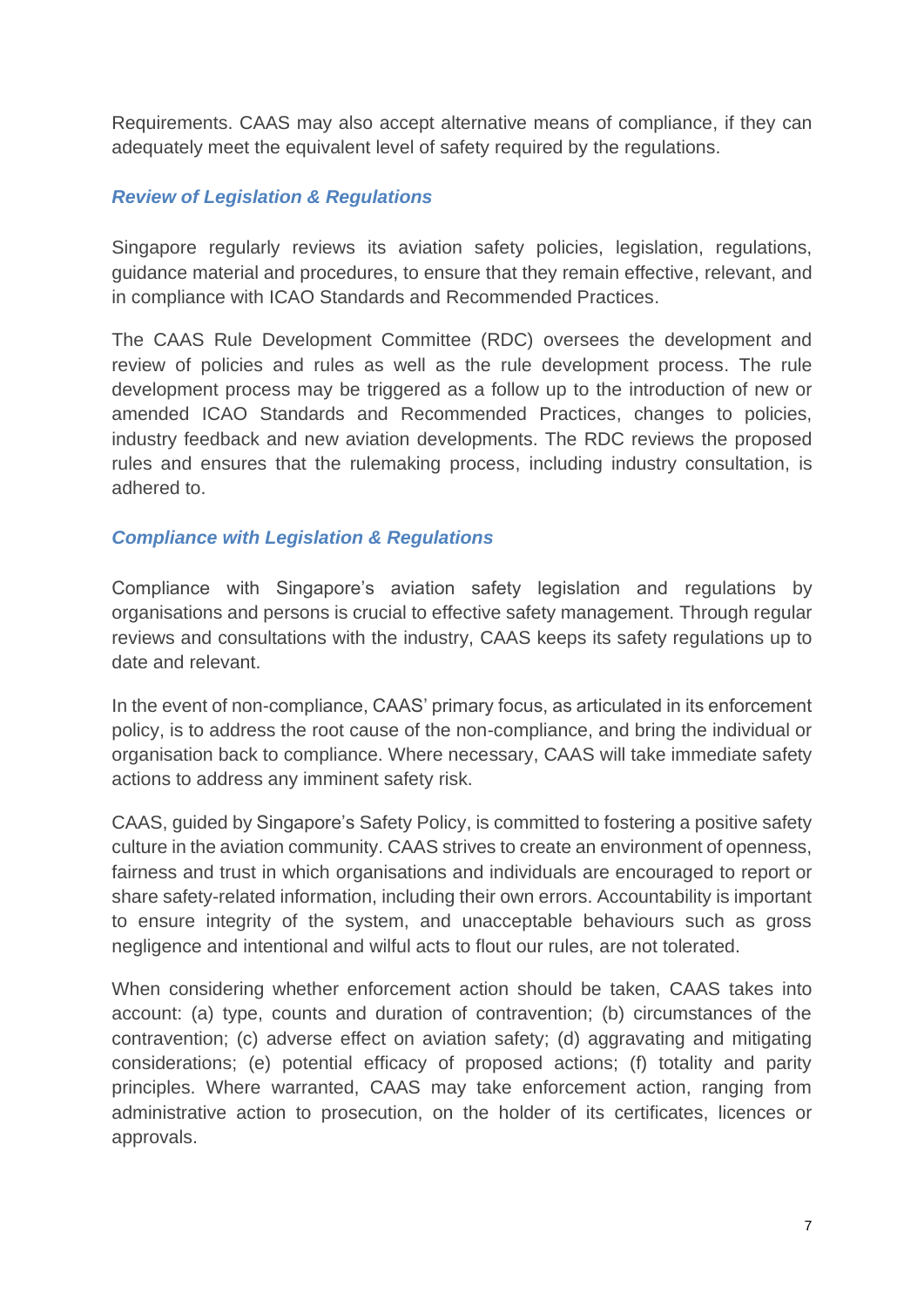Requirements. CAAS may also accept alternative means of compliance, if they can adequately meet the equivalent level of safety required by the regulations.

### *Review of Legislation & Regulations*

Singapore regularly reviews its aviation safety policies, legislation, regulations, guidance material and procedures, to ensure that they remain effective, relevant, and in compliance with ICAO Standards and Recommended Practices.

The CAAS Rule Development Committee (RDC) oversees the development and review of policies and rules as well as the rule development process. The rule development process may be triggered as a follow up to the introduction of new or amended ICAO Standards and Recommended Practices, changes to policies, industry feedback and new aviation developments. The RDC reviews the proposed rules and ensures that the rulemaking process, including industry consultation, is adhered to.

### *Compliance with Legislation & Regulations*

Compliance with Singapore's aviation safety legislation and regulations by organisations and persons is crucial to effective safety management. Through regular reviews and consultations with the industry, CAAS keeps its safety regulations up to date and relevant.

In the event of non-compliance, CAAS' primary focus, as articulated in its enforcement policy, is to address the root cause of the non-compliance, and bring the individual or organisation back to compliance. Where necessary, CAAS will take immediate safety actions to address any imminent safety risk.

CAAS, guided by Singapore's Safety Policy, is committed to fostering a positive safety culture in the aviation community. CAAS strives to create an environment of openness, fairness and trust in which organisations and individuals are encouraged to report or share safety-related information, including their own errors. Accountability is important to ensure integrity of the system, and unacceptable behaviours such as gross negligence and intentional and wilful acts to flout our rules, are not tolerated.

When considering whether enforcement action should be taken, CAAS takes into account: (a) type, counts and duration of contravention; (b) circumstances of the contravention; (c) adverse effect on aviation safety; (d) aggravating and mitigating considerations; (e) potential efficacy of proposed actions; (f) totality and parity principles. Where warranted, CAAS may take enforcement action, ranging from administrative action to prosecution, on the holder of its certificates, licences or approvals.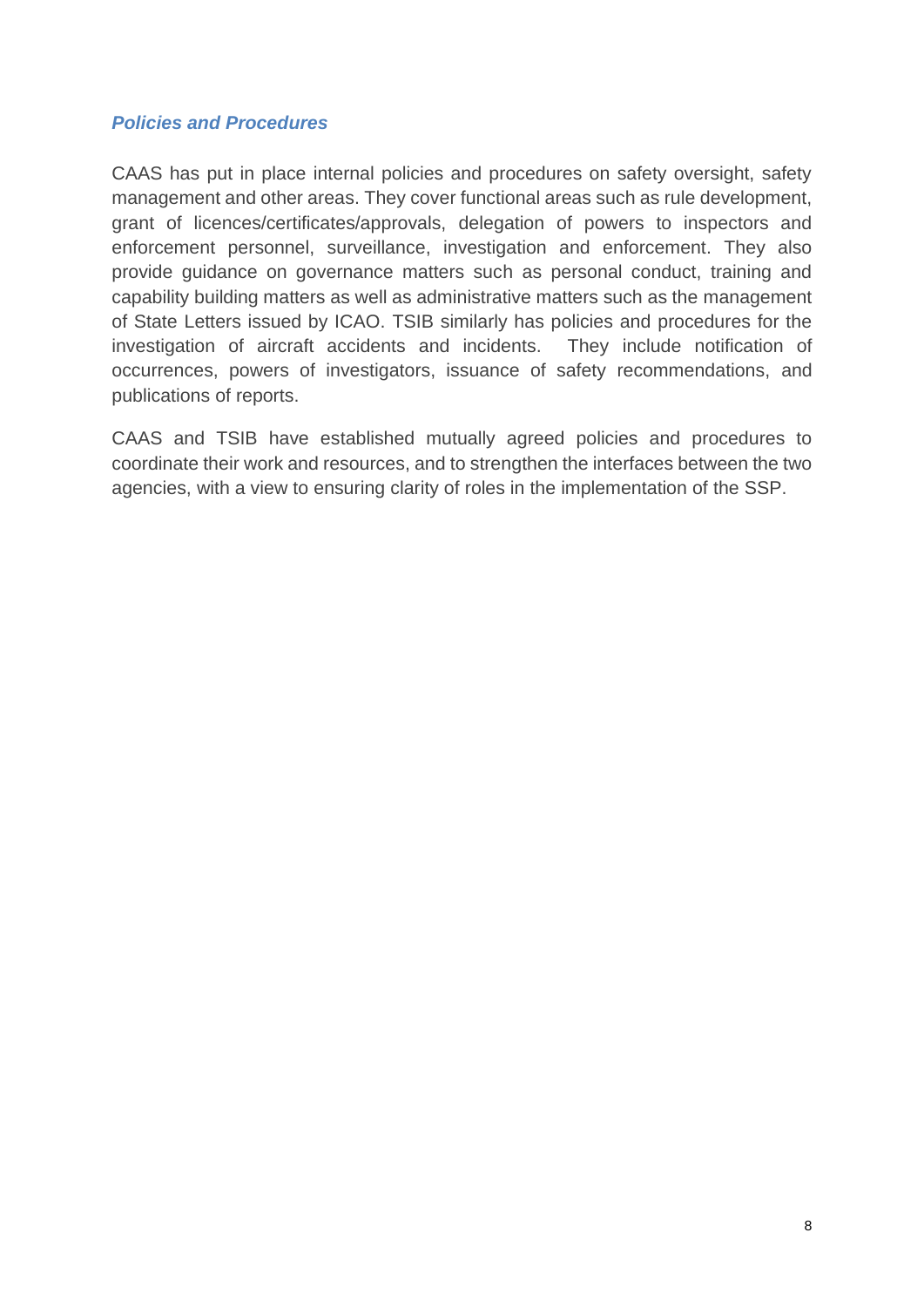### *Policies and Procedures*

CAAS has put in place internal policies and procedures on safety oversight, safety management and other areas. They cover functional areas such as rule development, grant of licences/certificates/approvals, delegation of powers to inspectors and enforcement personnel, surveillance, investigation and enforcement. They also provide guidance on governance matters such as personal conduct, training and capability building matters as well as administrative matters such as the management of State Letters issued by ICAO. TSIB similarly has policies and procedures for the investigation of aircraft accidents and incidents. They include notification of occurrences, powers of investigators, issuance of safety recommendations, and publications of reports.

CAAS and TSIB have established mutually agreed policies and procedures to coordinate their work and resources, and to strengthen the interfaces between the two agencies, with a view to ensuring clarity of roles in the implementation of the SSP.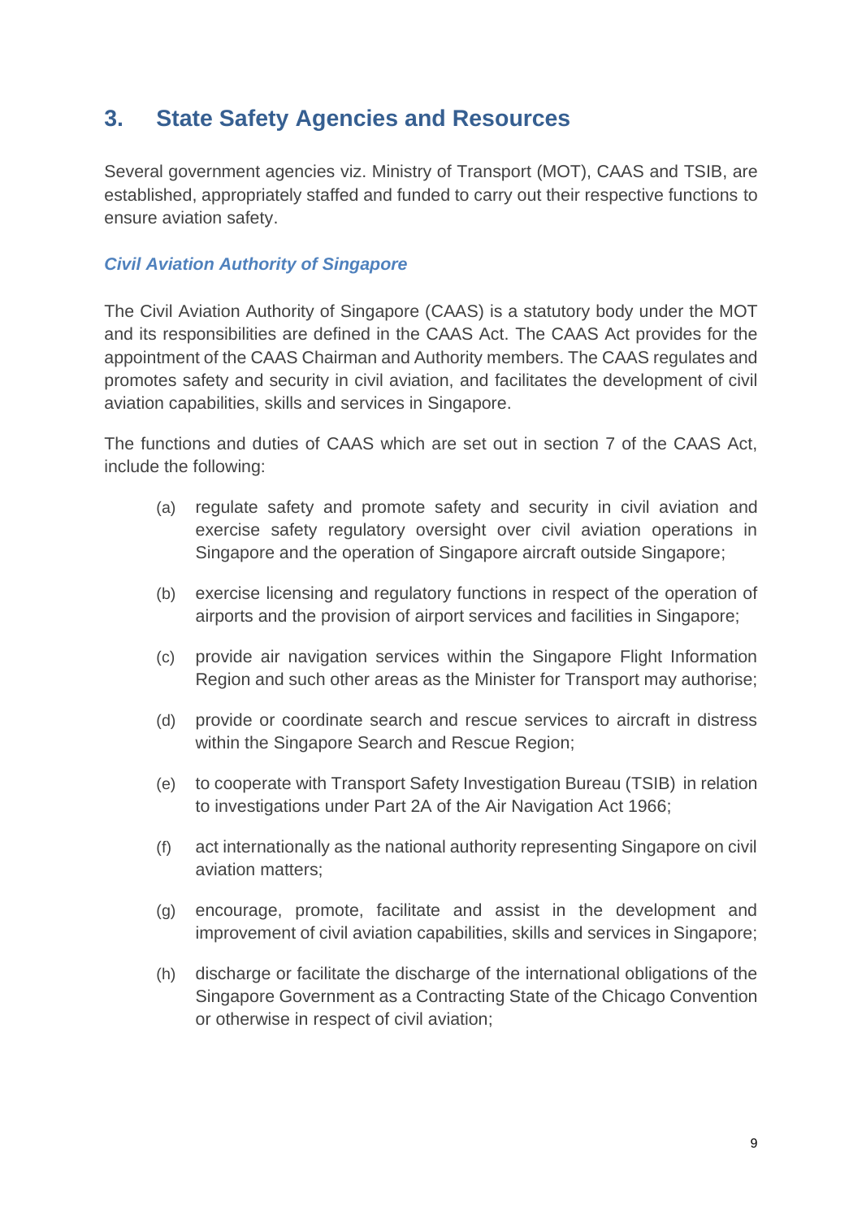## 3. State Safety Agencies and Resources

Several government agencies viz. Ministry of Transport (MOT), CAAS and TSIB, are established, appropriately staffed and funded to carry out their respective functions to ensure aviation safety.

### *Civil Aviation Authority of Singapore*

The Civil Aviation Authority of Singapore (CAAS) is a statutory body under the MOT and its responsibilities are defined in the CAAS Act. The CAAS Act provides for the appointment of the CAAS Chairman and Authority members. The CAAS regulates and promotes safety and security in civil aviation, and facilitates the development of civil aviation capabilities, skills and services in Singapore.

The functions and duties of CAAS which are set out in section 7 of the CAAS Act, include the following:

(a) regulate safety and promote safety and security in civil aviation and exercise safety regulatory oversight over civil aviation operations in Singapore and the operation of Singapore aircraft outside Singapore;

(b) exercise licensing and regulatory functions in respect of the operation of airports and the provision of airport services and facilities in Singapore;

(c) provide air navigation services within the Singapore Flight Information Region and such other areas as the Minister for Transport may authorise;

(d) provide or coordinate search and rescue services to aircraft in distress within the Singapore Search and Rescue Region;

(e) to cooperate with Transport Safety Investigation Bureau (TSIB) in relation to investigations under Part 2A of the Air Navigation Act 1966;

(f) act internationally as the national authority representing Singapore on civil aviation matters;

(g) encourage, promote, facilitate and assist in the development and improvement of civil aviation capabilities, skills and services in Singapore;

(h) discharge or facilitate the discharge of the international obligations of the Singapore Government as a Contracting State of the Chicago Convention or otherwise in respect of civil aviation;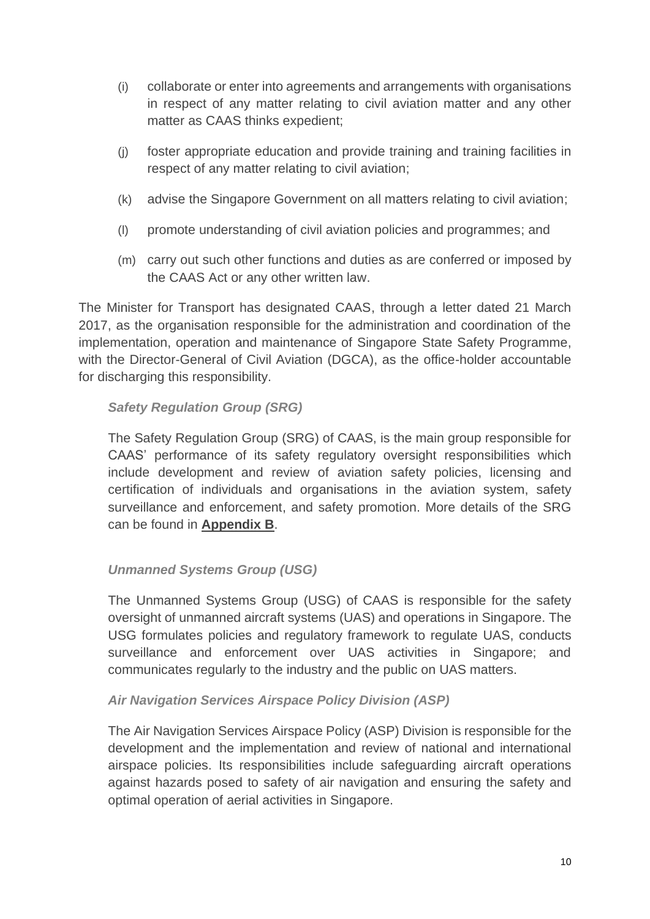(i) collaborate or enter into agreements and arrangements with organisations in respect of any matter relating to civil aviation matter and any other matter as CAAS thinks expedient;

(j) foster appropriate education and provide training and training facilities in respect of any matter relating to civil aviation;

(k) advise the Singapore Government on all matters relating to civil aviation;

(l) promote understanding of civil aviation policies and programmes; and

(m) carry out such other functions and duties as are conferred or imposed by the CAAS Act or any other written law.

The Minister for Transport has designated CAAS, through a letter dated 21 March 2017, as the organisation responsible for the administration and coordination of the implementation, operation and maintenance of Singapore State Safety Programme, with the Director-General of Civil Aviation (DGCA), as the office-holder accountable for discharging this responsibility.

***Safety Regulation Group (SRG)***

The Safety Regulation Group (SRG) of CAAS, is the main group responsible for CAAS' performance of its safety regulatory oversight responsibilities which include development and review of aviation safety policies, licensing and certification of individuals and organisations in the aviation system, safety surveillance and enforcement, and safety promotion. More details of the SRG can be found in **Appendix B**.

***Unmanned Systems Group (USG)***

The Unmanned Systems Group (USG) of CAAS is responsible for the safety oversight of unmanned aircraft systems (UAS) and operations in Singapore. The USG formulates policies and regulatory framework to regulate UAS, conducts surveillance and enforcement over UAS activities in Singapore; and communicates regularly to the industry and the public on UAS matters.

***Air Navigation Services Airspace Policy Division (ASP)***

The Air Navigation Services Airspace Policy (ASP) Division is responsible for the development and the implementation and review of national and international airspace policies. Its responsibilities include safeguarding aircraft operations against hazards posed to safety of air navigation and ensuring the safety and optimal operation of aerial activities in Singapore.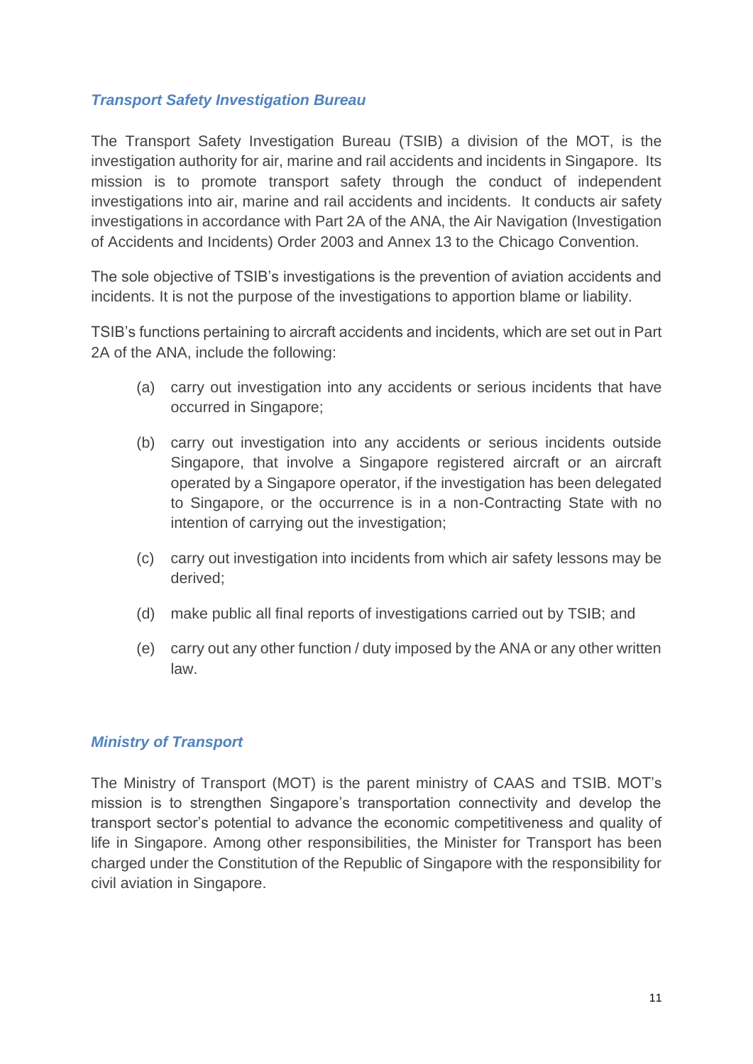### *Transport Safety Investigation Bureau*

The Transport Safety Investigation Bureau (TSIB) a division of the MOT, is the investigation authority for air, marine and rail accidents and incidents in Singapore. Its mission is to promote transport safety through the conduct of independent investigations into air, marine and rail accidents and incidents. It conducts air safety investigations in accordance with Part 2A of the ANA, the Air Navigation (Investigation of Accidents and Incidents) Order 2003 and Annex 13 to the Chicago Convention.

The sole objective of TSIB's investigations is the prevention of aviation accidents and incidents. It is not the purpose of the investigations to apportion blame or liability.

TSIB's functions pertaining to aircraft accidents and incidents, which are set out in Part 2A of the ANA, include the following:

(a) carry out investigation into any accidents or serious incidents that have occurred in Singapore;

(b) carry out investigation into any accidents or serious incidents outside Singapore, that involve a Singapore registered aircraft or an aircraft operated by a Singapore operator, if the investigation has been delegated to Singapore, or the occurrence is in a non-Contracting State with no intention of carrying out the investigation;

(c) carry out investigation into incidents from which air safety lessons may be derived;

(d) make public all final reports of investigations carried out by TSIB; and

(e) carry out any other function / duty imposed by the ANA or any other written law.

### *Ministry of Transport*

The Ministry of Transport (MOT) is the parent ministry of CAAS and TSIB. MOT's mission is to strengthen Singapore's transportation connectivity and develop the transport sector's potential to advance the economic competitiveness and quality of life in Singapore. Among other responsibilities, the Minister for Transport has been charged under the Constitution of the Republic of Singapore with the responsibility for civil aviation in Singapore.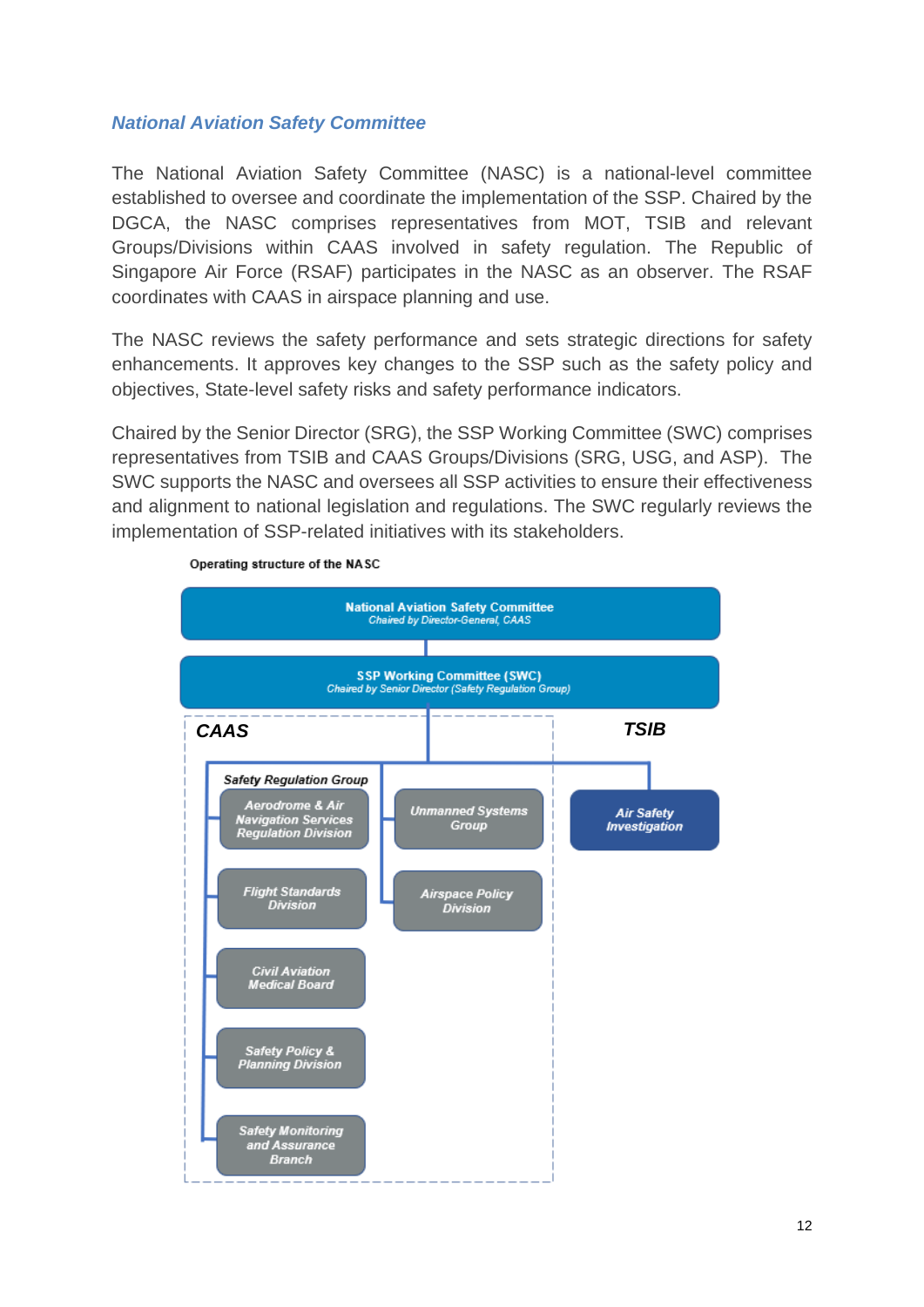### National Aviation Safety Committee

The National Aviation Safety Committee (NASC) is a national-level committee established to oversee and coordinate the implementation of the SSP. Chaired by the DGCA, the NASC comprises representatives from MOT, TSIB and relevant Groups/Divisions within CAAS involved in safety regulation. The Republic of Singapore Air Force (RSAF) participates in the NASC as an observer. The RSAF coordinates with CAAS in airspace planning and use.

The NASC reviews the safety performance and sets strategic directions for safety enhancements. It approves key changes to the SSP such as the safety policy and objectives, State-level safety risks and safety performance indicators.

Chaired by the Senior Director (SRG), the SSP Working Committee (SWC) comprises representatives from TSIB and CAAS Groups/Divisions (SRG, USG, and ASP). The SWC supports the NASC and oversees all SSP activities to ensure their effectiveness and alignment to national legislation and regulations. The SWC regularly reviews the implementation of SSP-related initiatives with its stakeholders.

**Operating structure of the NASC**

- **National Aviation Safety Committee** – *Chaired by Director-General, CAAS*
  - **SSP Working Committee (SWC)** – *Chaired by Senior Director (Safety Regulation Group)*
    - ***CAAS***
      - *Safety Regulation Group*
        - *Aerodrome & Air Navigation Services Regulation Division*
        - *Flight Standards Division*
        - *Civil Aviation Medical Board*
        - *Safety Policy & Planning Division*
        - *Safety Monitoring and Assurance Branch*
      - *Unmanned Systems Group*
      - *Airspace Policy Division*
    - ***TSIB***
      - *Air Safety Investigation*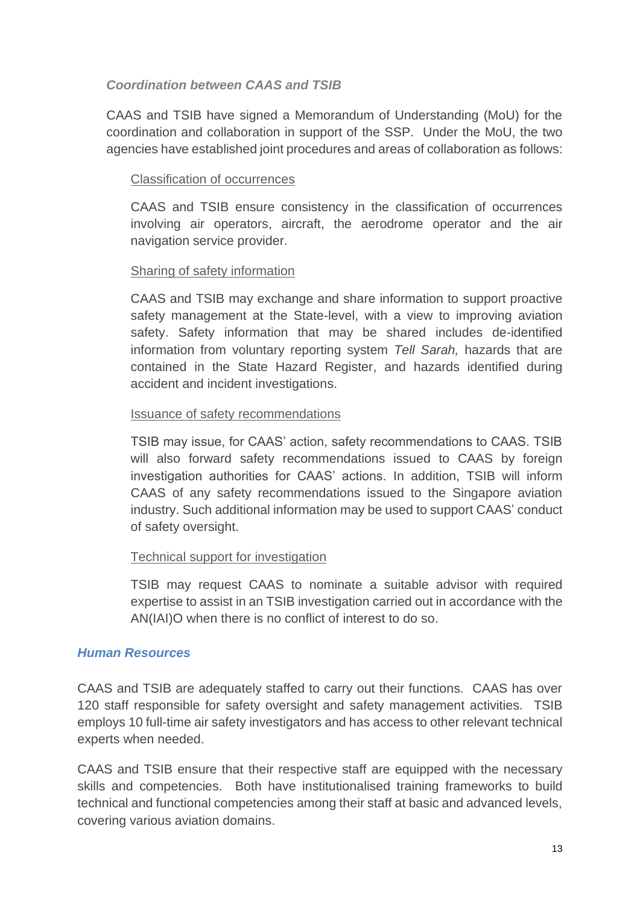#### *Coordination between CAAS and TSIB*

CAAS and TSIB have signed a Memorandum of Understanding (MoU) for the coordination and collaboration in support of the SSP. Under the MoU, the two agencies have established joint procedures and areas of collaboration as follows:

Classification of occurrences

CAAS and TSIB ensure consistency in the classification of occurrences involving air operators, aircraft, the aerodrome operator and the air navigation service provider.

Sharing of safety information

CAAS and TSIB may exchange and share information to support proactive safety management at the State-level, with a view to improving aviation safety. Safety information that may be shared includes de-identified information from voluntary reporting system *Tell Sarah,* hazards that are contained in the State Hazard Register, and hazards identified during accident and incident investigations.

Issuance of safety recommendations

TSIB may issue, for CAAS' action, safety recommendations to CAAS. TSIB will also forward safety recommendations issued to CAAS by foreign investigation authorities for CAAS' actions. In addition, TSIB will inform CAAS of any safety recommendations issued to the Singapore aviation industry. Such additional information may be used to support CAAS' conduct of safety oversight.

Technical support for investigation

TSIB may request CAAS to nominate a suitable advisor with required expertise to assist in an TSIB investigation carried out in accordance with the AN(IAI)O when there is no conflict of interest to do so.

### *Human Resources*

CAAS and TSIB are adequately staffed to carry out their functions. CAAS has over 120 staff responsible for safety oversight and safety management activities. TSIB employs 10 full-time air safety investigators and has access to other relevant technical experts when needed.

CAAS and TSIB ensure that their respective staff are equipped with the necessary skills and competencies. Both have institutionalised training frameworks to build technical and functional competencies among their staff at basic and advanced levels, covering various aviation domains.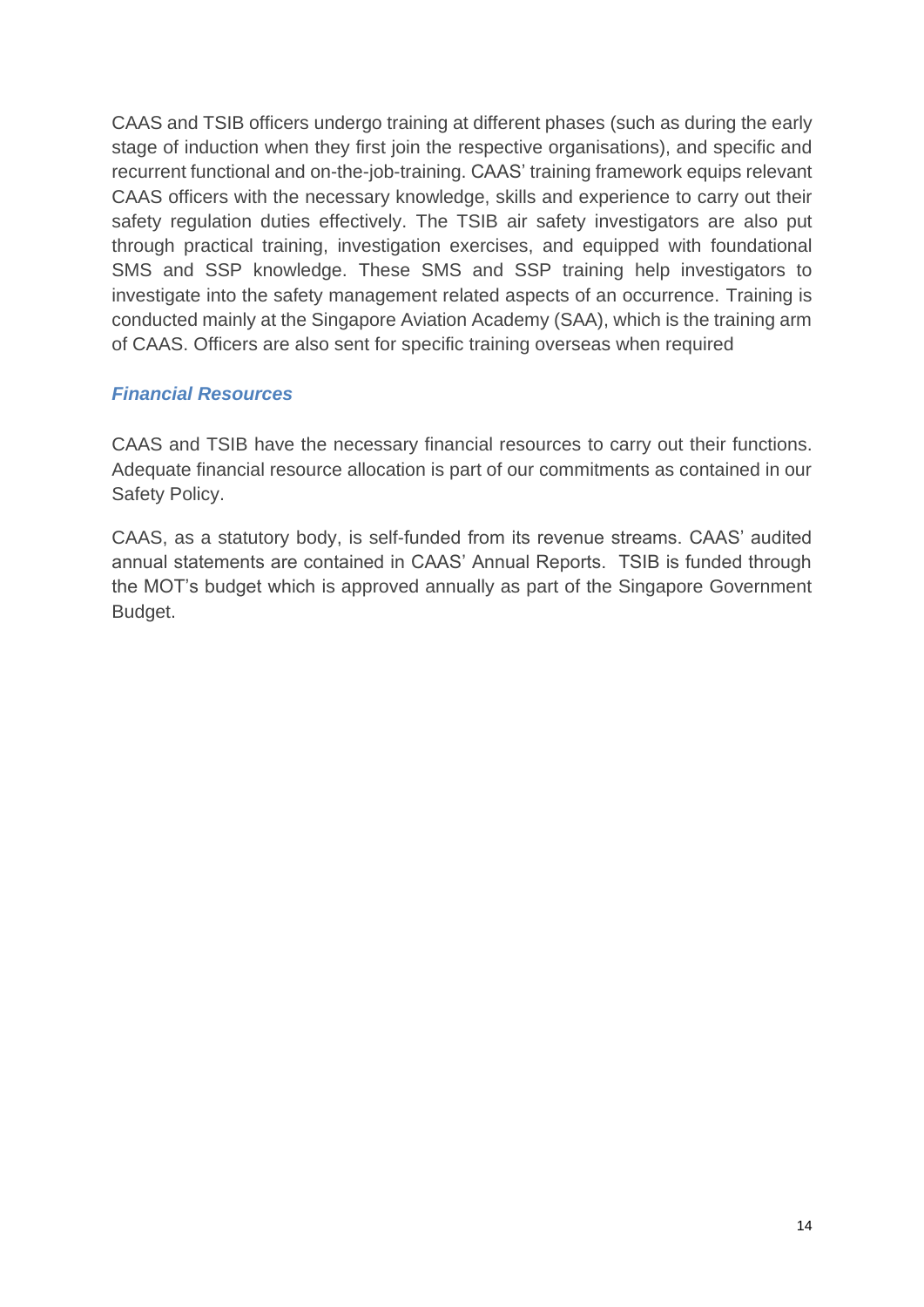CAAS and TSIB officers undergo training at different phases (such as during the early stage of induction when they first join the respective organisations), and specific and recurrent functional and on-the-job-training. CAAS' training framework equips relevant CAAS officers with the necessary knowledge, skills and experience to carry out their safety regulation duties effectively. The TSIB air safety investigators are also put through practical training, investigation exercises, and equipped with foundational SMS and SSP knowledge. These SMS and SSP training help investigators to investigate into the safety management related aspects of an occurrence. Training is conducted mainly at the Singapore Aviation Academy (SAA), which is the training arm of CAAS. Officers are also sent for specific training overseas when required

### *Financial Resources*

CAAS and TSIB have the necessary financial resources to carry out their functions. Adequate financial resource allocation is part of our commitments as contained in our Safety Policy.

CAAS, as a statutory body, is self-funded from its revenue streams. CAAS' audited annual statements are contained in CAAS' Annual Reports. TSIB is funded through the MOT's budget which is approved annually as part of the Singapore Government Budget.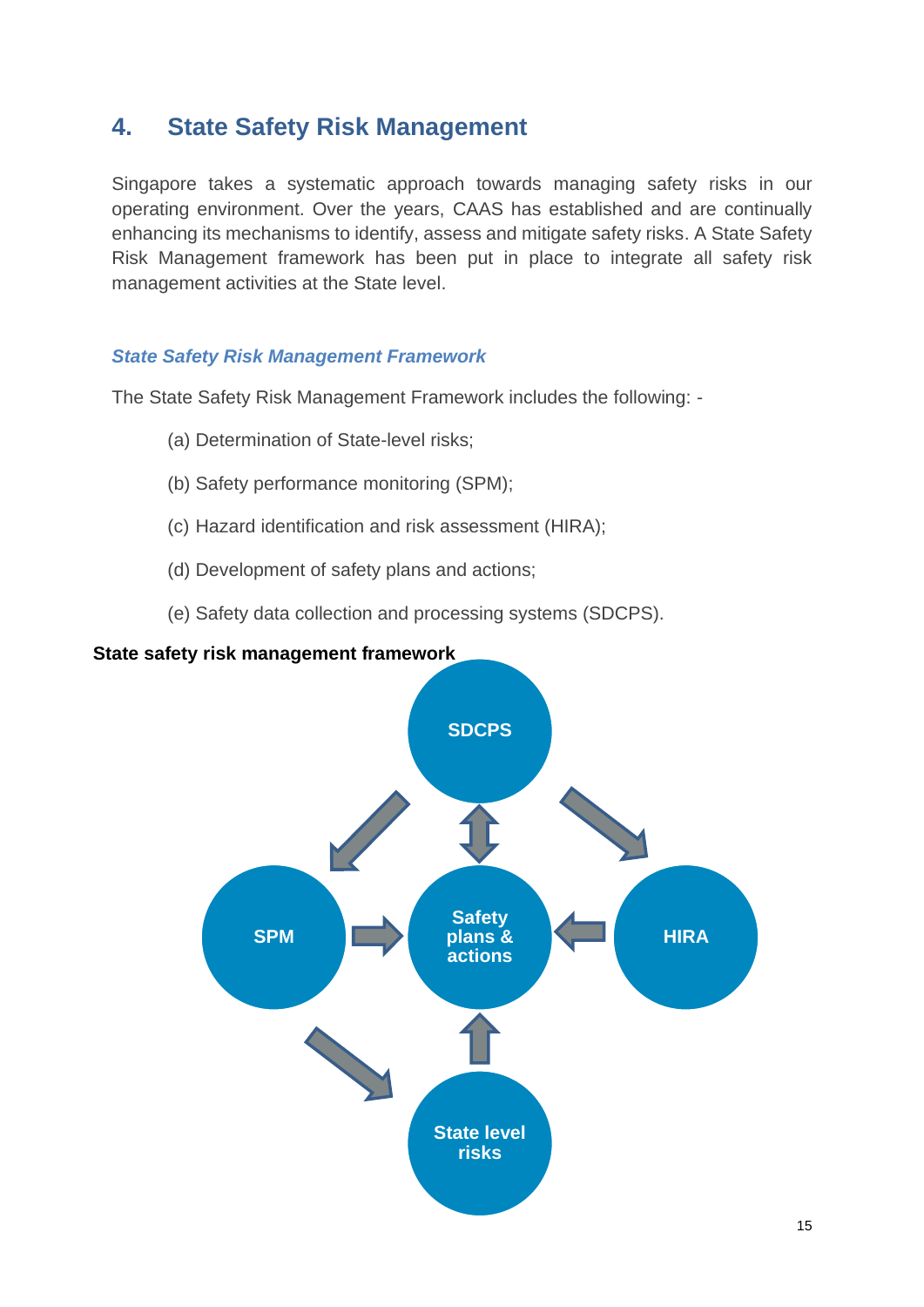## 4. State Safety Risk Management

Singapore takes a systematic approach towards managing safety risks in our operating environment. Over the years, CAAS has established and are continually enhancing its mechanisms to identify, assess and mitigate safety risks. A State Safety Risk Management framework has been put in place to integrate all safety risk management activities at the State level.

### *State Safety Risk Management Framework*

The State Safety Risk Management Framework includes the following: -

(a) Determination of State-level risks;

(b) Safety performance monitoring (SPM);

(c) Hazard identification and risk assessment (HIRA);

(d) Development of safety plans and actions;

(e) Safety data collection and processing systems (SDCPS).

**State safety risk management framework**

SDCPS

SPM

Safety plans & actions

HIRA

State level risks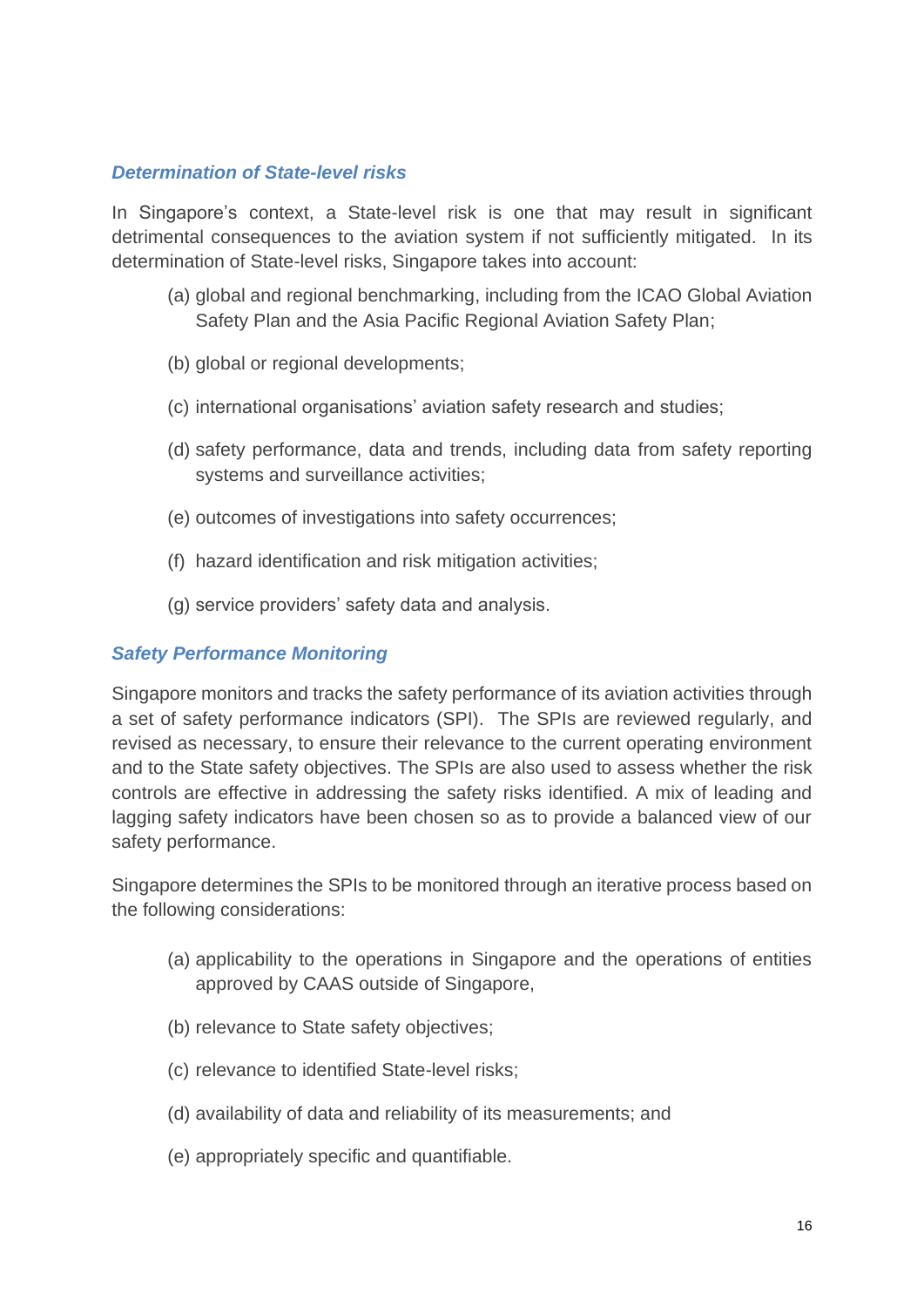### *Determination of State-level risks*

In Singapore's context, a State-level risk is one that may result in significant detrimental consequences to the aviation system if not sufficiently mitigated. In its determination of State-level risks, Singapore takes into account:

(a) global and regional benchmarking, including from the ICAO Global Aviation Safety Plan and the Asia Pacific Regional Aviation Safety Plan;

(b) global or regional developments;

(c) international organisations' aviation safety research and studies;

(d) safety performance, data and trends, including data from safety reporting systems and surveillance activities;

(e) outcomes of investigations into safety occurrences;

(f) hazard identification and risk mitigation activities;

(g) service providers' safety data and analysis.

### *Safety Performance Monitoring*

Singapore monitors and tracks the safety performance of its aviation activities through a set of safety performance indicators (SPI). The SPIs are reviewed regularly, and revised as necessary, to ensure their relevance to the current operating environment and to the State safety objectives. The SPIs are also used to assess whether the risk controls are effective in addressing the safety risks identified. A mix of leading and lagging safety indicators have been chosen so as to provide a balanced view of our safety performance.

Singapore determines the SPIs to be monitored through an iterative process based on the following considerations:

(a) applicability to the operations in Singapore and the operations of entities approved by CAAS outside of Singapore,

(b) relevance to State safety objectives;

(c) relevance to identified State-level risks;

(d) availability of data and reliability of its measurements; and

(e) appropriately specific and quantifiable.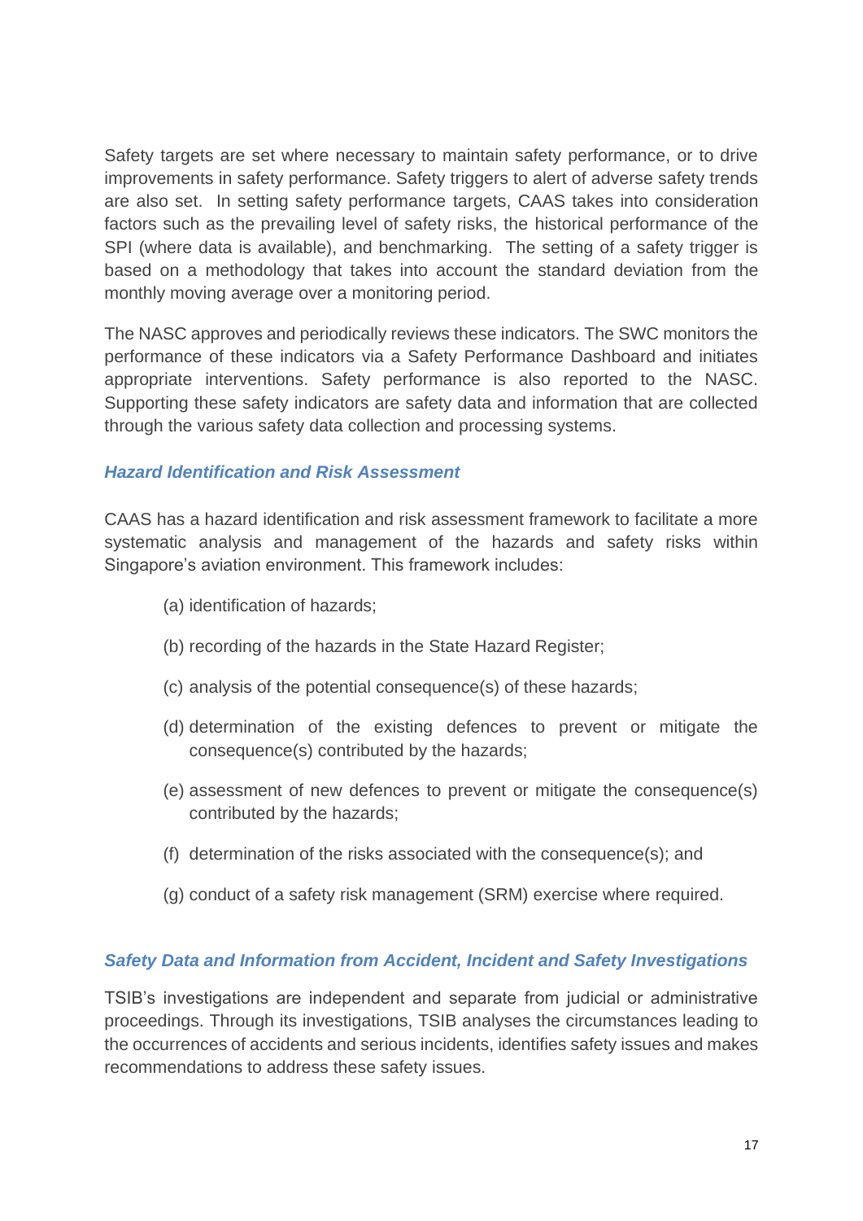Safety targets are set where necessary to maintain safety performance, or to drive improvements in safety performance. Safety triggers to alert of adverse safety trends are also set. In setting safety performance targets, CAAS takes into consideration factors such as the prevailing level of safety risks, the historical performance of the SPI (where data is available), and benchmarking. The setting of a safety trigger is based on a methodology that takes into account the standard deviation from the monthly moving average over a monitoring period.

The NASC approves and periodically reviews these indicators. The SWC monitors the performance of these indicators via a Safety Performance Dashboard and initiates appropriate interventions. Safety performance is also reported to the NASC. Supporting these safety indicators are safety data and information that are collected through the various safety data collection and processing systems.

### *Hazard Identification and Risk Assessment*

CAAS has a hazard identification and risk assessment framework to facilitate a more systematic analysis and management of the hazards and safety risks within Singapore's aviation environment. This framework includes:

(a) identification of hazards;

(b) recording of the hazards in the State Hazard Register;

(c) analysis of the potential consequence(s) of these hazards;

(d) determination of the existing defences to prevent or mitigate the consequence(s) contributed by the hazards;

(e) assessment of new defences to prevent or mitigate the consequence(s) contributed by the hazards;

(f) determination of the risks associated with the consequence(s); and

(g) conduct of a safety risk management (SRM) exercise where required.

### *Safety Data and Information from Accident, Incident and Safety Investigations*

TSIB's investigations are independent and separate from judicial or administrative proceedings. Through its investigations, TSIB analyses the circumstances leading to the occurrences of accidents and serious incidents, identifies safety issues and makes recommendations to address these safety issues.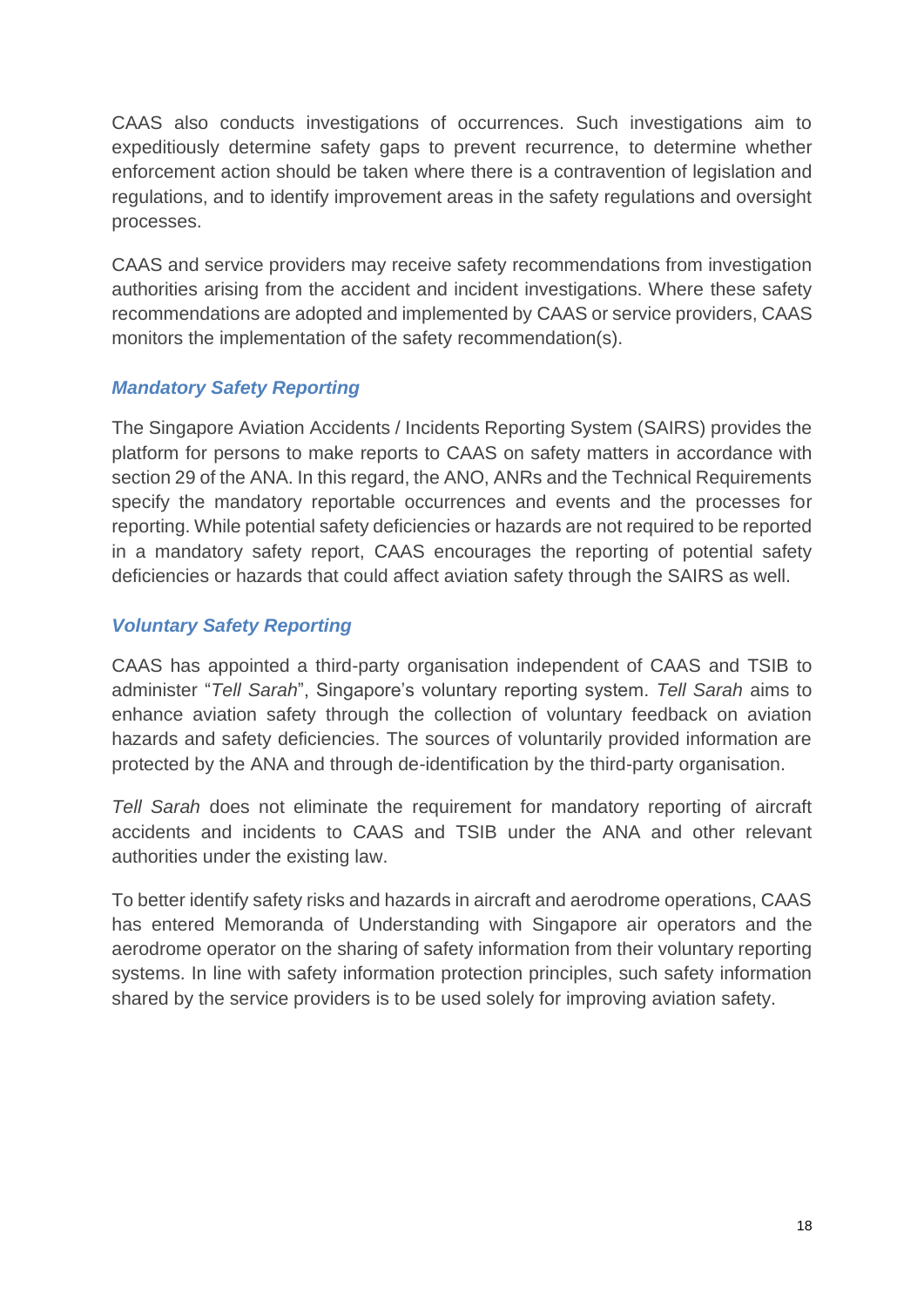CAAS also conducts investigations of occurrences. Such investigations aim to expeditiously determine safety gaps to prevent recurrence, to determine whether enforcement action should be taken where there is a contravention of legislation and regulations, and to identify improvement areas in the safety regulations and oversight processes.

CAAS and service providers may receive safety recommendations from investigation authorities arising from the accident and incident investigations. Where these safety recommendations are adopted and implemented by CAAS or service providers, CAAS monitors the implementation of the safety recommendation(s).

### *Mandatory Safety Reporting*

The Singapore Aviation Accidents / Incidents Reporting System (SAIRS) provides the platform for persons to make reports to CAAS on safety matters in accordance with section 29 of the ANA. In this regard, the ANO, ANRs and the Technical Requirements specify the mandatory reportable occurrences and events and the processes for reporting. While potential safety deficiencies or hazards are not required to be reported in a mandatory safety report, CAAS encourages the reporting of potential safety deficiencies or hazards that could affect aviation safety through the SAIRS as well.

### *Voluntary Safety Reporting*

CAAS has appointed a third-party organisation independent of CAAS and TSIB to administer "*Tell Sarah*", Singapore's voluntary reporting system. *Tell Sarah* aims to enhance aviation safety through the collection of voluntary feedback on aviation hazards and safety deficiencies. The sources of voluntarily provided information are protected by the ANA and through de-identification by the third-party organisation.

*Tell Sarah* does not eliminate the requirement for mandatory reporting of aircraft accidents and incidents to CAAS and TSIB under the ANA and other relevant authorities under the existing law.

To better identify safety risks and hazards in aircraft and aerodrome operations, CAAS has entered Memoranda of Understanding with Singapore air operators and the aerodrome operator on the sharing of safety information from their voluntary reporting systems. In line with safety information protection principles, such safety information shared by the service providers is to be used solely for improving aviation safety.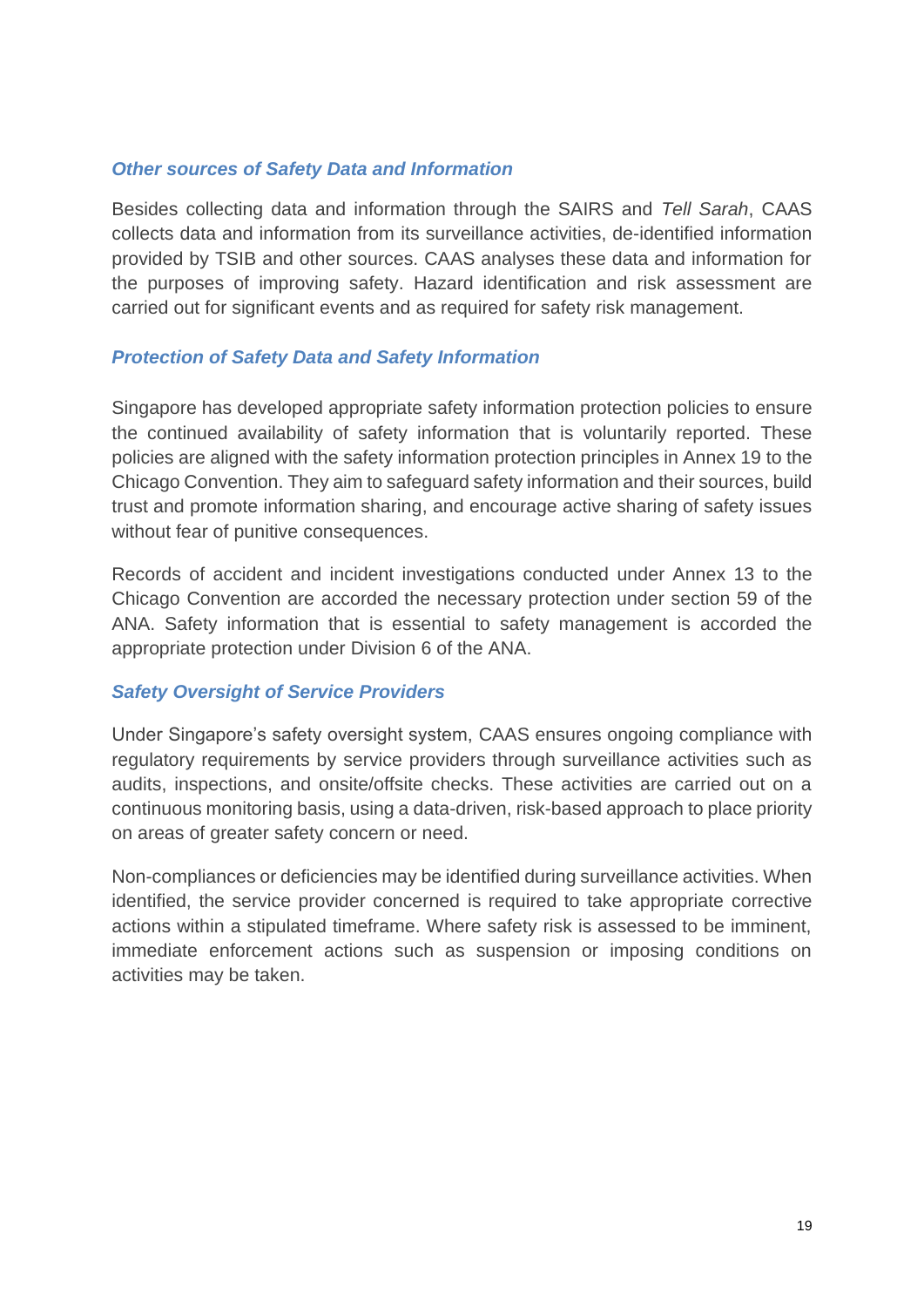### *Other sources of Safety Data and Information*

Besides collecting data and information through the SAIRS and *Tell Sarah*, CAAS collects data and information from its surveillance activities, de-identified information provided by TSIB and other sources. CAAS analyses these data and information for the purposes of improving safety. Hazard identification and risk assessment are carried out for significant events and as required for safety risk management.

### *Protection of Safety Data and Safety Information*

Singapore has developed appropriate safety information protection policies to ensure the continued availability of safety information that is voluntarily reported. These policies are aligned with the safety information protection principles in Annex 19 to the Chicago Convention. They aim to safeguard safety information and their sources, build trust and promote information sharing, and encourage active sharing of safety issues without fear of punitive consequences.

Records of accident and incident investigations conducted under Annex 13 to the Chicago Convention are accorded the necessary protection under section 59 of the ANA. Safety information that is essential to safety management is accorded the appropriate protection under Division 6 of the ANA.

### *Safety Oversight of Service Providers*

Under Singapore's safety oversight system, CAAS ensures ongoing compliance with regulatory requirements by service providers through surveillance activities such as audits, inspections, and onsite/offsite checks. These activities are carried out on a continuous monitoring basis, using a data-driven, risk-based approach to place priority on areas of greater safety concern or need.

Non-compliances or deficiencies may be identified during surveillance activities. When identified, the service provider concerned is required to take appropriate corrective actions within a stipulated timeframe. Where safety risk is assessed to be imminent, immediate enforcement actions such as suspension or imposing conditions on activities may be taken.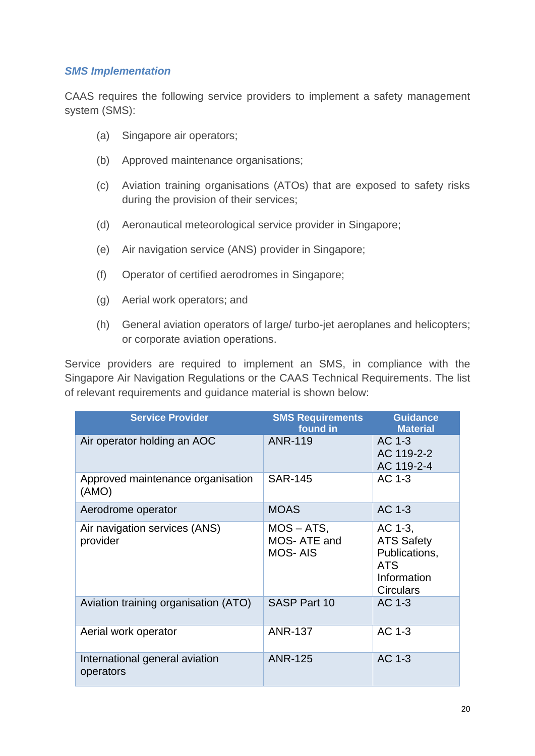### *SMS Implementation*

CAAS requires the following service providers to implement a safety management system (SMS):

(a) Singapore air operators;

(b) Approved maintenance organisations;

(c) Aviation training organisations (ATOs) that are exposed to safety risks during the provision of their services;

(d) Aeronautical meteorological service provider in Singapore;

(e) Air navigation service (ANS) provider in Singapore;

(f) Operator of certified aerodromes in Singapore;

(g) Aerial work operators; and

(h) General aviation operators of large/ turbo-jet aeroplanes and helicopters; or corporate aviation operations.

Service providers are required to implement an SMS, in compliance with the Singapore Air Navigation Regulations or the CAAS Technical Requirements. The list of relevant requirements and guidance material is shown below:

| Service Provider | SMS Requirements found in | Guidance Material |
|---|---|---|
| Air operator holding an AOC | ANR-119 | AC 1-3<br>AC 119-2-2<br>AC 119-2-4 |
| Approved maintenance organisation (AMO) | SAR-145 | AC 1-3 |
| Aerodrome operator | MOAS | AC 1-3 |
| Air navigation services (ANS) provider | MOS – ATS, MOS- ATE and MOS- AIS | AC 1-3, ATS Safety Publications, ATS Information Circulars |
| Aviation training organisation (ATO) | SASP Part 10 | AC 1-3 |
| Aerial work operator | ANR-137 | AC 1-3 |
| International general aviation operators | ANR-125 | AC 1-3 |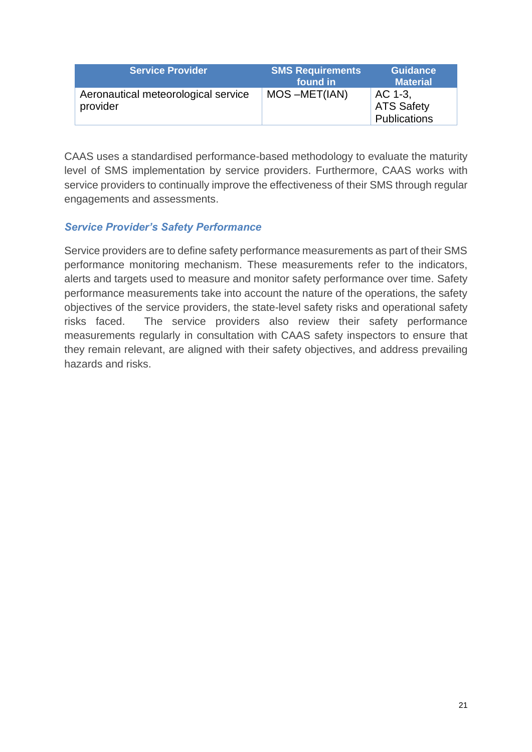| Service Provider | SMS Requirements found in | Guidance Material |
| --- | --- | --- |
| Aeronautical meteorological service provider | MOS –MET(IAN) | AC 1-3, ATS Safety Publications |

CAAS uses a standardised performance-based methodology to evaluate the maturity level of SMS implementation by service providers. Furthermore, CAAS works with service providers to continually improve the effectiveness of their SMS through regular engagements and assessments.

### *Service Provider's Safety Performance*

Service providers are to define safety performance measurements as part of their SMS performance monitoring mechanism. These measurements refer to the indicators, alerts and targets used to measure and monitor safety performance over time. Safety performance measurements take into account the nature of the operations, the safety objectives of the service providers, the state-level safety risks and operational safety risks faced. The service providers also review their safety performance measurements regularly in consultation with CAAS safety inspectors to ensure that they remain relevant, are aligned with their safety objectives, and address prevailing hazards and risks.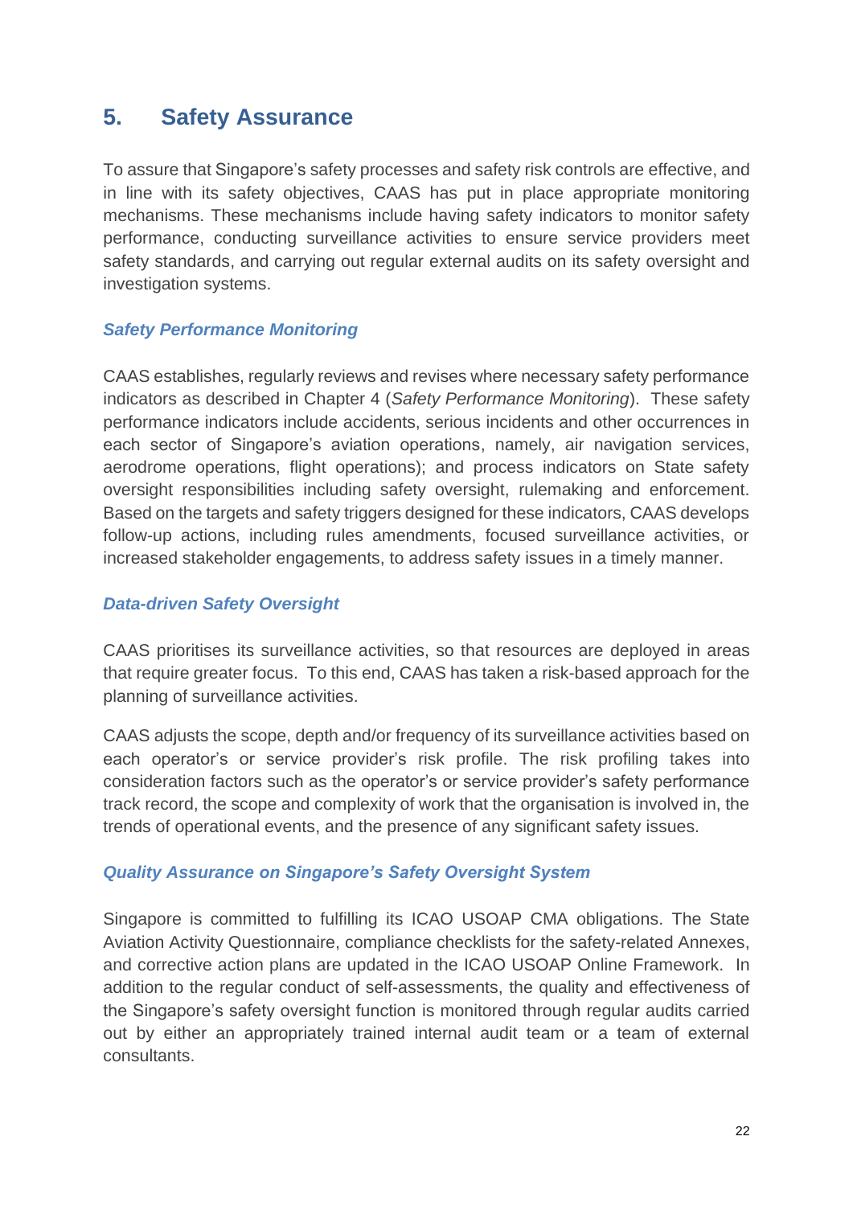## 5. Safety Assurance

To assure that Singapore's safety processes and safety risk controls are effective, and in line with its safety objectives, CAAS has put in place appropriate monitoring mechanisms. These mechanisms include having safety indicators to monitor safety performance, conducting surveillance activities to ensure service providers meet safety standards, and carrying out regular external audits on its safety oversight and investigation systems.

### *Safety Performance Monitoring*

CAAS establishes, regularly reviews and revises where necessary safety performance indicators as described in Chapter 4 (*Safety Performance Monitoring*). These safety performance indicators include accidents, serious incidents and other occurrences in each sector of Singapore's aviation operations, namely, air navigation services, aerodrome operations, flight operations); and process indicators on State safety oversight responsibilities including safety oversight, rulemaking and enforcement. Based on the targets and safety triggers designed for these indicators, CAAS develops follow-up actions, including rules amendments, focused surveillance activities, or increased stakeholder engagements, to address safety issues in a timely manner.

### *Data-driven Safety Oversight*

CAAS prioritises its surveillance activities, so that resources are deployed in areas that require greater focus. To this end, CAAS has taken a risk-based approach for the planning of surveillance activities.

CAAS adjusts the scope, depth and/or frequency of its surveillance activities based on each operator's or service provider's risk profile. The risk profiling takes into consideration factors such as the operator's or service provider's safety performance track record, the scope and complexity of work that the organisation is involved in, the trends of operational events, and the presence of any significant safety issues.

### *Quality Assurance on Singapore's Safety Oversight System*

Singapore is committed to fulfilling its ICAO USOAP CMA obligations. The State Aviation Activity Questionnaire, compliance checklists for the safety-related Annexes, and corrective action plans are updated in the ICAO USOAP Online Framework. In addition to the regular conduct of self-assessments, the quality and effectiveness of the Singapore's safety oversight function is monitored through regular audits carried out by either an appropriately trained internal audit team or a team of external consultants.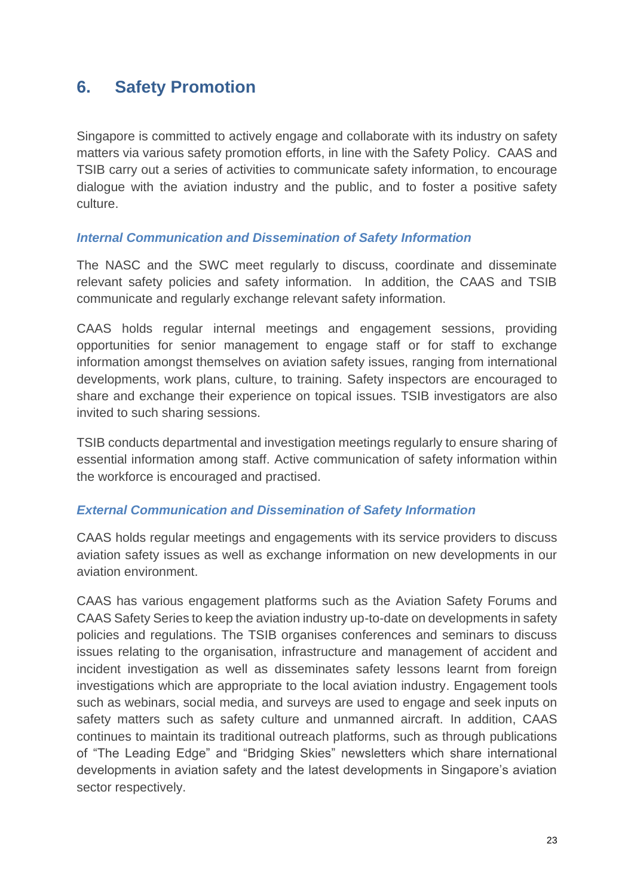## 6. Safety Promotion

Singapore is committed to actively engage and collaborate with its industry on safety matters via various safety promotion efforts, in line with the Safety Policy. CAAS and TSIB carry out a series of activities to communicate safety information, to encourage dialogue with the aviation industry and the public, and to foster a positive safety culture.

### *Internal Communication and Dissemination of Safety Information*

The NASC and the SWC meet regularly to discuss, coordinate and disseminate relevant safety policies and safety information. In addition, the CAAS and TSIB communicate and regularly exchange relevant safety information.

CAAS holds regular internal meetings and engagement sessions, providing opportunities for senior management to engage staff or for staff to exchange information amongst themselves on aviation safety issues, ranging from international developments, work plans, culture, to training. Safety inspectors are encouraged to share and exchange their experience on topical issues. TSIB investigators are also invited to such sharing sessions.

TSIB conducts departmental and investigation meetings regularly to ensure sharing of essential information among staff. Active communication of safety information within the workforce is encouraged and practised.

### *External Communication and Dissemination of Safety Information*

CAAS holds regular meetings and engagements with its service providers to discuss aviation safety issues as well as exchange information on new developments in our aviation environment.

CAAS has various engagement platforms such as the Aviation Safety Forums and CAAS Safety Series to keep the aviation industry up-to-date on developments in safety policies and regulations. The TSIB organises conferences and seminars to discuss issues relating to the organisation, infrastructure and management of accident and incident investigation as well as disseminates safety lessons learnt from foreign investigations which are appropriate to the local aviation industry. Engagement tools such as webinars, social media, and surveys are used to engage and seek inputs on safety matters such as safety culture and unmanned aircraft. In addition, CAAS continues to maintain its traditional outreach platforms, such as through publications of "The Leading Edge" and "Bridging Skies" newsletters which share international developments in aviation safety and the latest developments in Singapore's aviation sector respectively.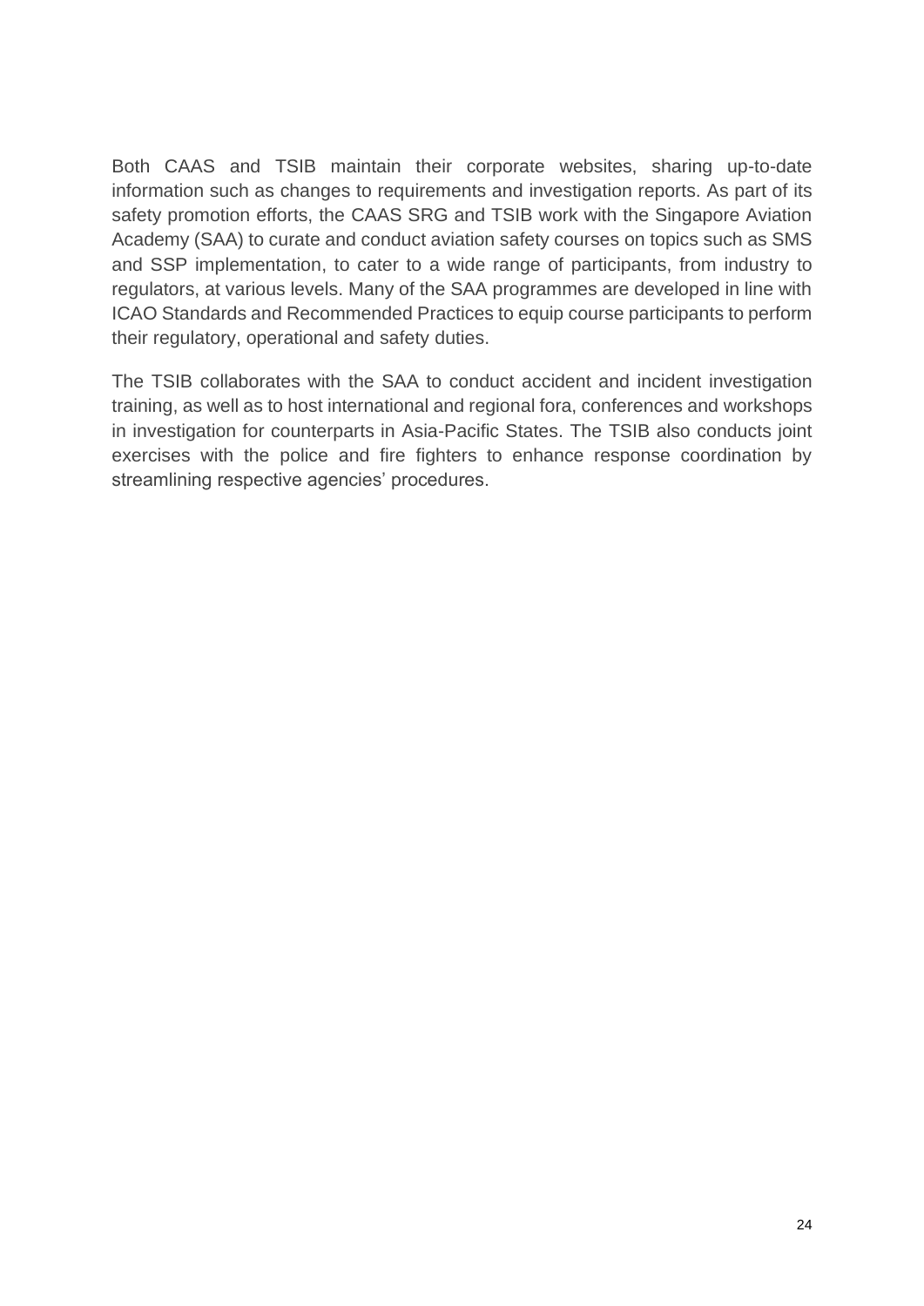Both CAAS and TSIB maintain their corporate websites, sharing up-to-date information such as changes to requirements and investigation reports. As part of its safety promotion efforts, the CAAS SRG and TSIB work with the Singapore Aviation Academy (SAA) to curate and conduct aviation safety courses on topics such as SMS and SSP implementation, to cater to a wide range of participants, from industry to regulators, at various levels. Many of the SAA programmes are developed in line with ICAO Standards and Recommended Practices to equip course participants to perform their regulatory, operational and safety duties.

The TSIB collaborates with the SAA to conduct accident and incident investigation training, as well as to host international and regional fora, conferences and workshops in investigation for counterparts in Asia-Pacific States. The TSIB also conducts joint exercises with the police and fire fighters to enhance response coordination by streamlining respective agencies' procedures.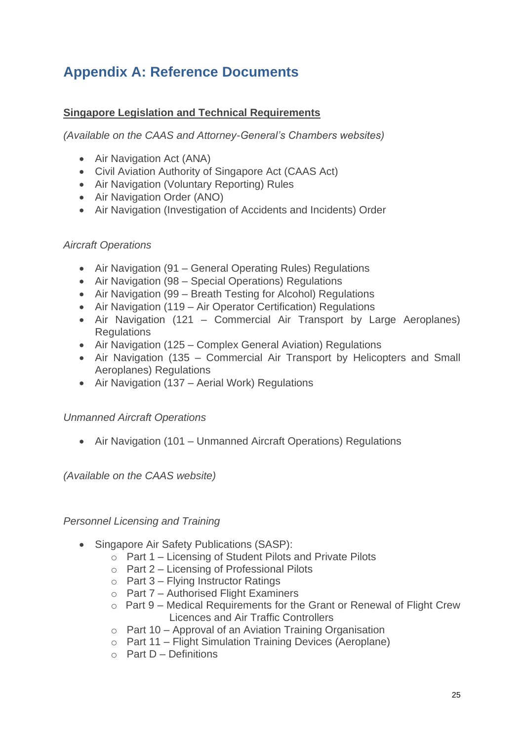# Appendix A: Reference Documents

**Singapore Legislation and Technical Requirements**

*(Available on the CAAS and Attorney-General's Chambers websites)*

- Air Navigation Act (ANA)
- Civil Aviation Authority of Singapore Act (CAAS Act)
- Air Navigation (Voluntary Reporting) Rules
- Air Navigation Order (ANO)
- Air Navigation (Investigation of Accidents and Incidents) Order

*Aircraft Operations*

- Air Navigation (91 – General Operating Rules) Regulations
- Air Navigation (98 – Special Operations) Regulations
- Air Navigation (99 – Breath Testing for Alcohol) Regulations
- Air Navigation (119 – Air Operator Certification) Regulations
- Air Navigation (121 – Commercial Air Transport by Large Aeroplanes) Regulations
- Air Navigation (125 – Complex General Aviation) Regulations
- Air Navigation (135 – Commercial Air Transport by Helicopters and Small Aeroplanes) Regulations
- Air Navigation (137 – Aerial Work) Regulations

*Unmanned Aircraft Operations*

- Air Navigation (101 – Unmanned Aircraft Operations) Regulations

*(Available on the CAAS website)*

*Personnel Licensing and Training*

- Singapore Air Safety Publications (SASP):
  - Part 1 – Licensing of Student Pilots and Private Pilots
  - Part 2 – Licensing of Professional Pilots
  - Part 3 – Flying Instructor Ratings
  - Part 7 – Authorised Flight Examiners
  - Part 9 – Medical Requirements for the Grant or Renewal of Flight Crew Licences and Air Traffic Controllers
  - Part 10 – Approval of an Aviation Training Organisation
  - Part 11 – Flight Simulation Training Devices (Aeroplane)
  - Part D – Definitions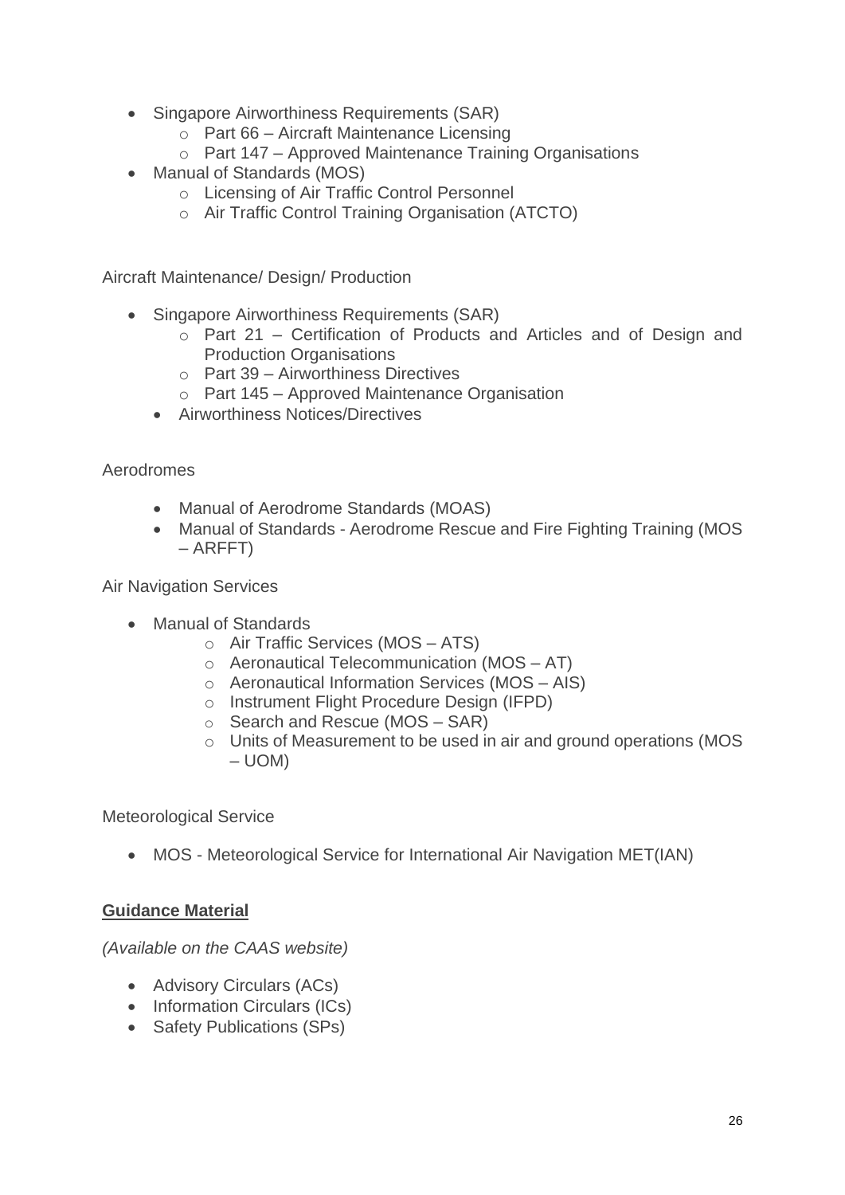- Singapore Airworthiness Requirements (SAR)
    - Part 66 – Aircraft Maintenance Licensing
    - Part 147 – Approved Maintenance Training Organisations
- Manual of Standards (MOS)
    - Licensing of Air Traffic Control Personnel
    - Air Traffic Control Training Organisation (ATCTO)

Aircraft Maintenance/ Design/ Production

- Singapore Airworthiness Requirements (SAR)
    - Part 21 – Certification of Products and Articles and of Design and Production Organisations
    - Part 39 – Airworthiness Directives
    - Part 145 – Approved Maintenance Organisation
- Airworthiness Notices/Directives

Aerodromes

- Manual of Aerodrome Standards (MOAS)
- Manual of Standards - Aerodrome Rescue and Fire Fighting Training (MOS – ARFFT)

Air Navigation Services

- Manual of Standards
    - Air Traffic Services (MOS – ATS)
    - Aeronautical Telecommunication (MOS – AT)
    - Aeronautical Information Services (MOS – AIS)
    - Instrument Flight Procedure Design (IFPD)
    - Search and Rescue (MOS – SAR)
    - Units of Measurement to be used in air and ground operations (MOS – UOM)

Meteorological Service

- MOS - Meteorological Service for International Air Navigation MET(IAN)

**Guidance Material**

*(Available on the CAAS website)*

- Advisory Circulars (ACs)
- Information Circulars (ICs)
- Safety Publications (SPs)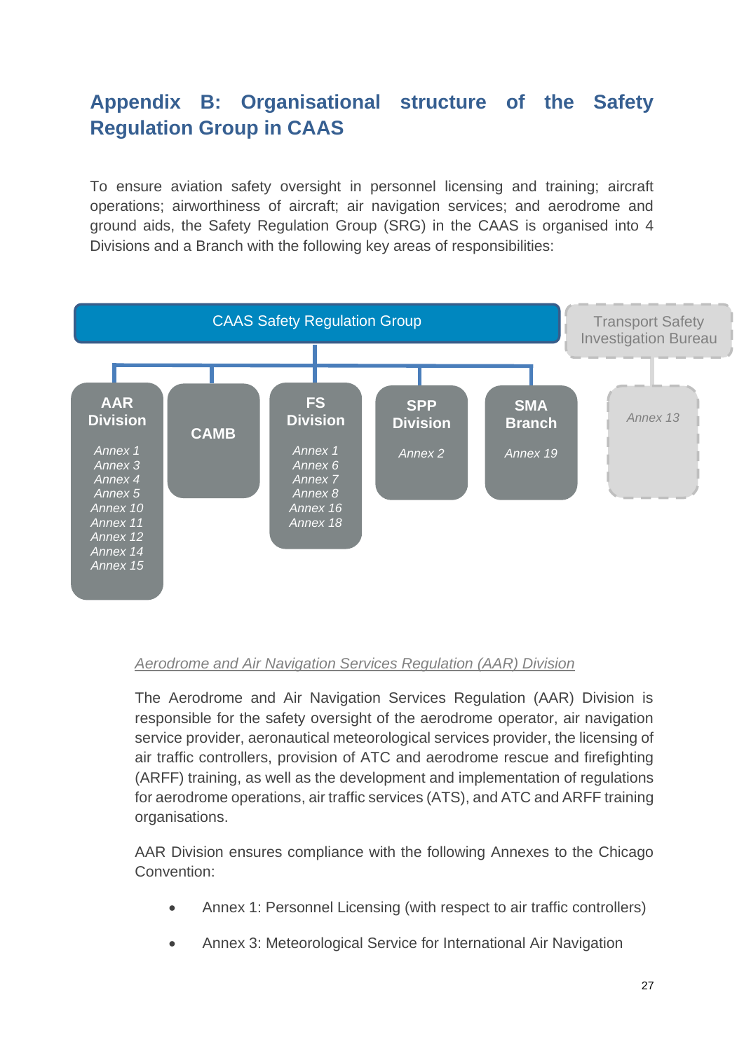## Appendix B: Organisational structure of the Safety Regulation Group in CAAS

To ensure aviation safety oversight in personnel licensing and training; aircraft operations; airworthiness of aircraft; air navigation services; and aerodrome and ground aids, the Safety Regulation Group (SRG) in the CAAS is organised into 4 Divisions and a Branch with the following key areas of responsibilities:

CAAS Safety Regulation Group

Transport Safety Investigation Bureau

**AAR Division**
*Annex 1*
*Annex 3*
*Annex 4*
*Annex 5*
*Annex 10*
*Annex 11*
*Annex 12*
*Annex 14*
*Annex 15*

**CAMB**

**FS Division**
*Annex 1*
*Annex 6*
*Annex 7*
*Annex 8*
*Annex 16*
*Annex 18*

**SPP Division**
*Annex 2*

**SMA Branch**
*Annex 19*

*Annex 13*

*Aerodrome and Air Navigation Services Regulation (AAR) Division*

The Aerodrome and Air Navigation Services Regulation (AAR) Division is responsible for the safety oversight of the aerodrome operator, air navigation service provider, aeronautical meteorological services provider, the licensing of air traffic controllers, provision of ATC and aerodrome rescue and firefighting (ARFF) training, as well as the development and implementation of regulations for aerodrome operations, air traffic services (ATS), and ATC and ARFF training organisations.

AAR Division ensures compliance with the following Annexes to the Chicago Convention:

- Annex 1: Personnel Licensing (with respect to air traffic controllers)
- Annex 3: Meteorological Service for International Air Navigation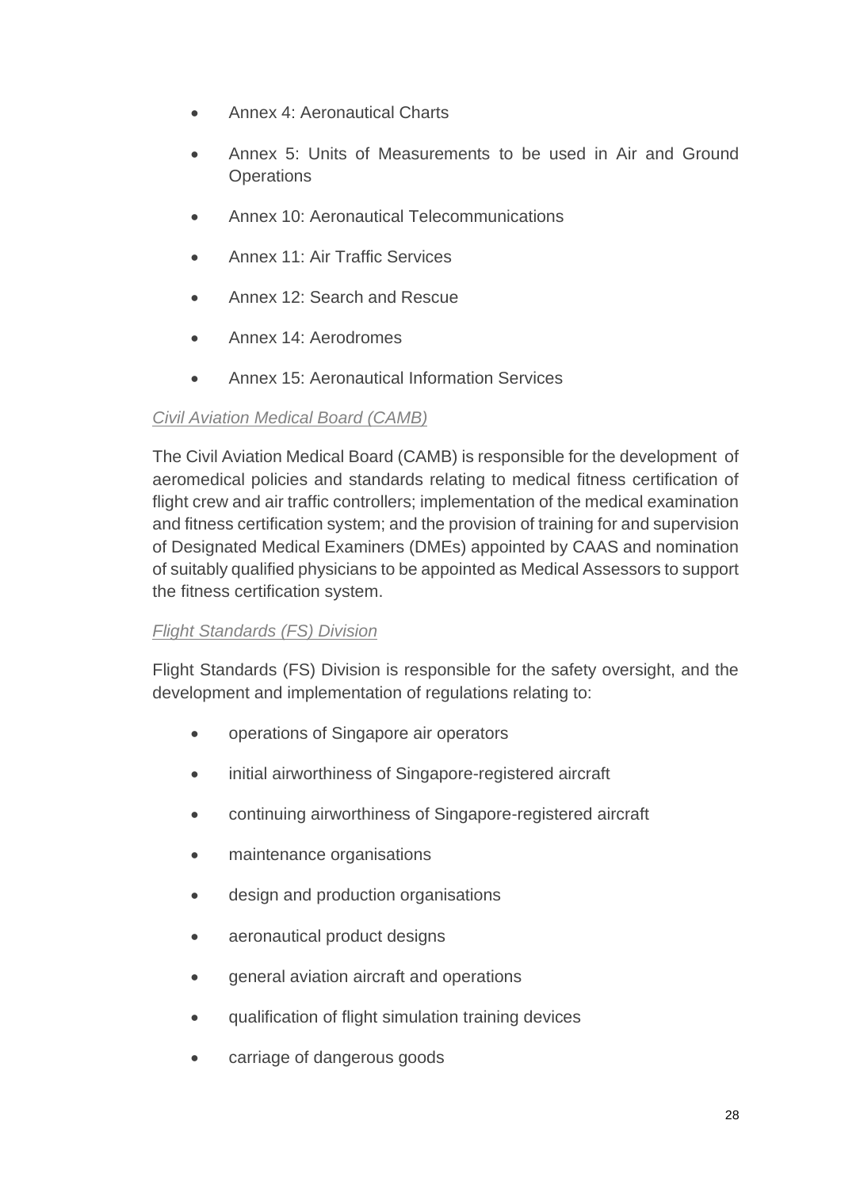- Annex 4: Aeronautical Charts
- Annex 5: Units of Measurements to be used in Air and Ground Operations
- Annex 10: Aeronautical Telecommunications
- Annex 11: Air Traffic Services
- Annex 12: Search and Rescue
- Annex 14: Aerodromes
- Annex 15: Aeronautical Information Services

*Civil Aviation Medical Board (CAMB)*

The Civil Aviation Medical Board (CAMB) is responsible for the development of aeromedical policies and standards relating to medical fitness certification of flight crew and air traffic controllers; implementation of the medical examination and fitness certification system; and the provision of training for and supervision of Designated Medical Examiners (DMEs) appointed by CAAS and nomination of suitably qualified physicians to be appointed as Medical Assessors to support the fitness certification system.

*Flight Standards (FS) Division*

Flight Standards (FS) Division is responsible for the safety oversight, and the development and implementation of regulations relating to:

- operations of Singapore air operators
- initial airworthiness of Singapore-registered aircraft
- continuing airworthiness of Singapore-registered aircraft
- maintenance organisations
- design and production organisations
- aeronautical product designs
- general aviation aircraft and operations
- qualification of flight simulation training devices
- carriage of dangerous goods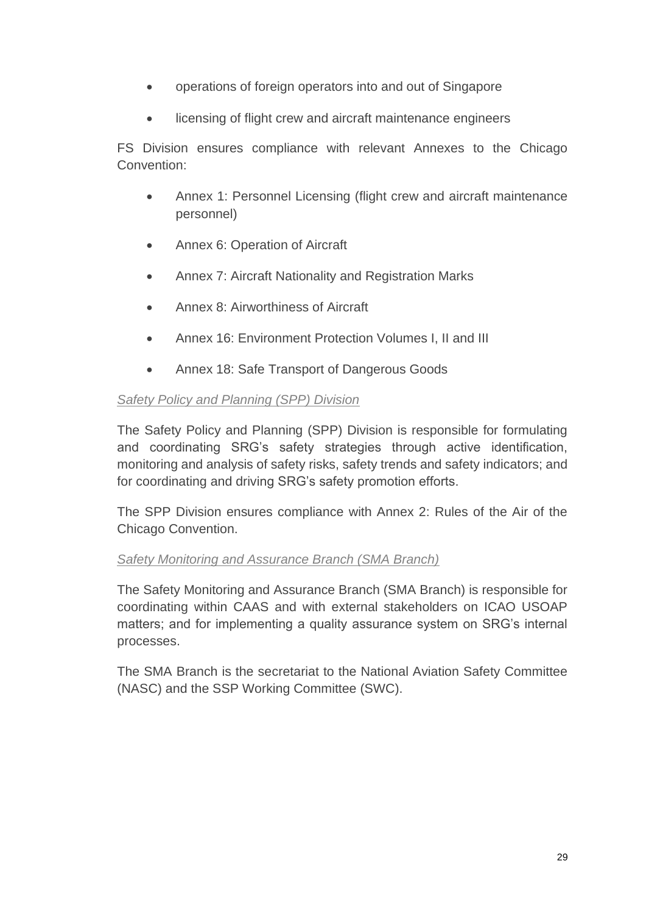- operations of foreign operators into and out of Singapore
- licensing of flight crew and aircraft maintenance engineers

FS Division ensures compliance with relevant Annexes to the Chicago Convention:

- Annex 1: Personnel Licensing (flight crew and aircraft maintenance personnel)
- Annex 6: Operation of Aircraft
- Annex 7: Aircraft Nationality and Registration Marks
- Annex 8: Airworthiness of Aircraft
- Annex 16: Environment Protection Volumes I, II and III
- Annex 18: Safe Transport of Dangerous Goods

*Safety Policy and Planning (SPP) Division*

The Safety Policy and Planning (SPP) Division is responsible for formulating and coordinating SRG's safety strategies through active identification, monitoring and analysis of safety risks, safety trends and safety indicators; and for coordinating and driving SRG's safety promotion efforts.

The SPP Division ensures compliance with Annex 2: Rules of the Air of the Chicago Convention.

*Safety Monitoring and Assurance Branch (SMA Branch)*

The Safety Monitoring and Assurance Branch (SMA Branch) is responsible for coordinating within CAAS and with external stakeholders on ICAO USOAP matters; and for implementing a quality assurance system on SRG's internal processes.

The SMA Branch is the secretariat to the National Aviation Safety Committee (NASC) and the SSP Working Committee (SWC).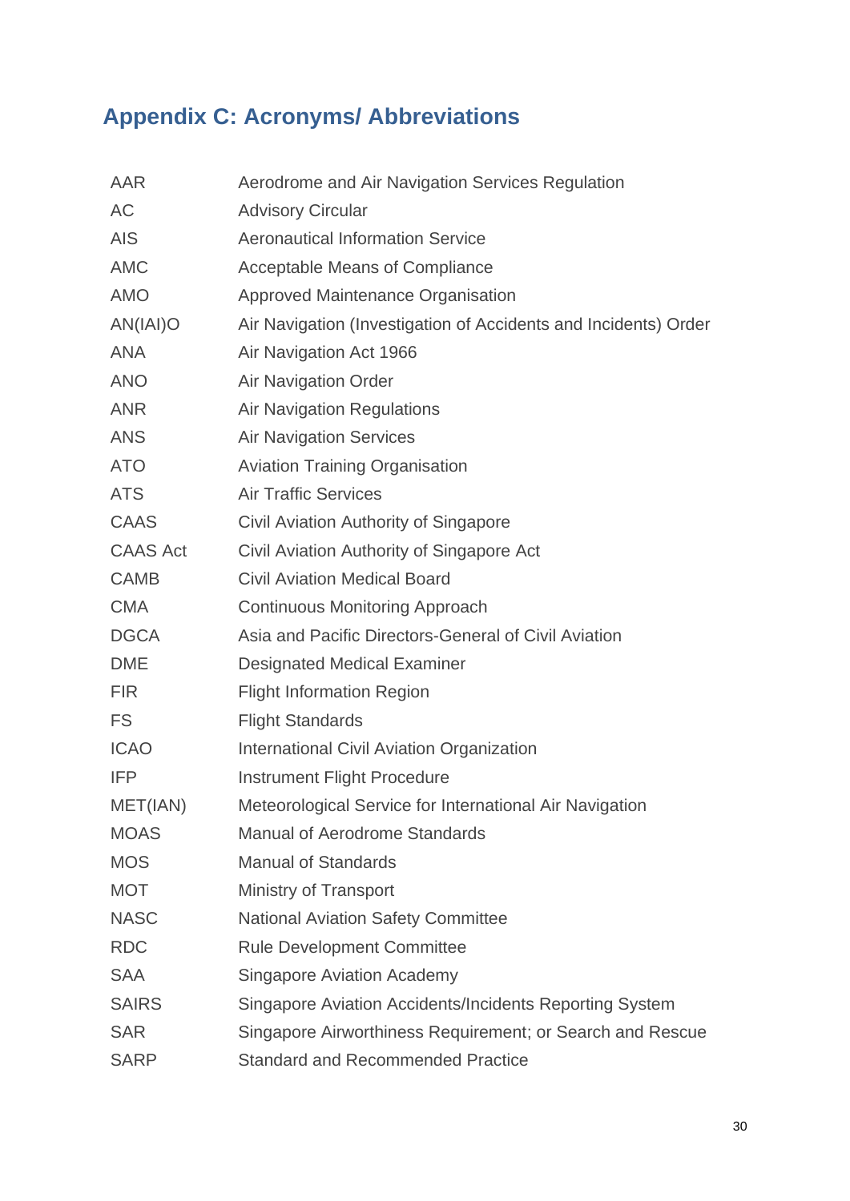## Appendix C: Acronyms/ Abbreviations

| | |
|---|---|
| AAR | Aerodrome and Air Navigation Services Regulation |
| AC | Advisory Circular |
| AIS | Aeronautical Information Service |
| AMC | Acceptable Means of Compliance |
| AMO | Approved Maintenance Organisation |
| AN(IAI)O | Air Navigation (Investigation of Accidents and Incidents) Order |
| ANA | Air Navigation Act 1966 |
| ANO | Air Navigation Order |
| ANR | Air Navigation Regulations |
| ANS | Air Navigation Services |
| ATO | Aviation Training Organisation |
| ATS | Air Traffic Services |
| CAAS | Civil Aviation Authority of Singapore |
| CAAS Act | Civil Aviation Authority of Singapore Act |
| CAMB | Civil Aviation Medical Board |
| CMA | Continuous Monitoring Approach |
| DGCA | Asia and Pacific Directors-General of Civil Aviation |
| DME | Designated Medical Examiner |
| FIR | Flight Information Region |
| FS | Flight Standards |
| ICAO | International Civil Aviation Organization |
| IFP | Instrument Flight Procedure |
| MET(IAN) | Meteorological Service for International Air Navigation |
| MOAS | Manual of Aerodrome Standards |
| MOS | Manual of Standards |
| MOT | Ministry of Transport |
| NASC | National Aviation Safety Committee |
| RDC | Rule Development Committee |
| SAA | Singapore Aviation Academy |
| SAIRS | Singapore Aviation Accidents/Incidents Reporting System |
| SAR | Singapore Airworthiness Requirement; or Search and Rescue |
| SARP | Standard and Recommended Practice |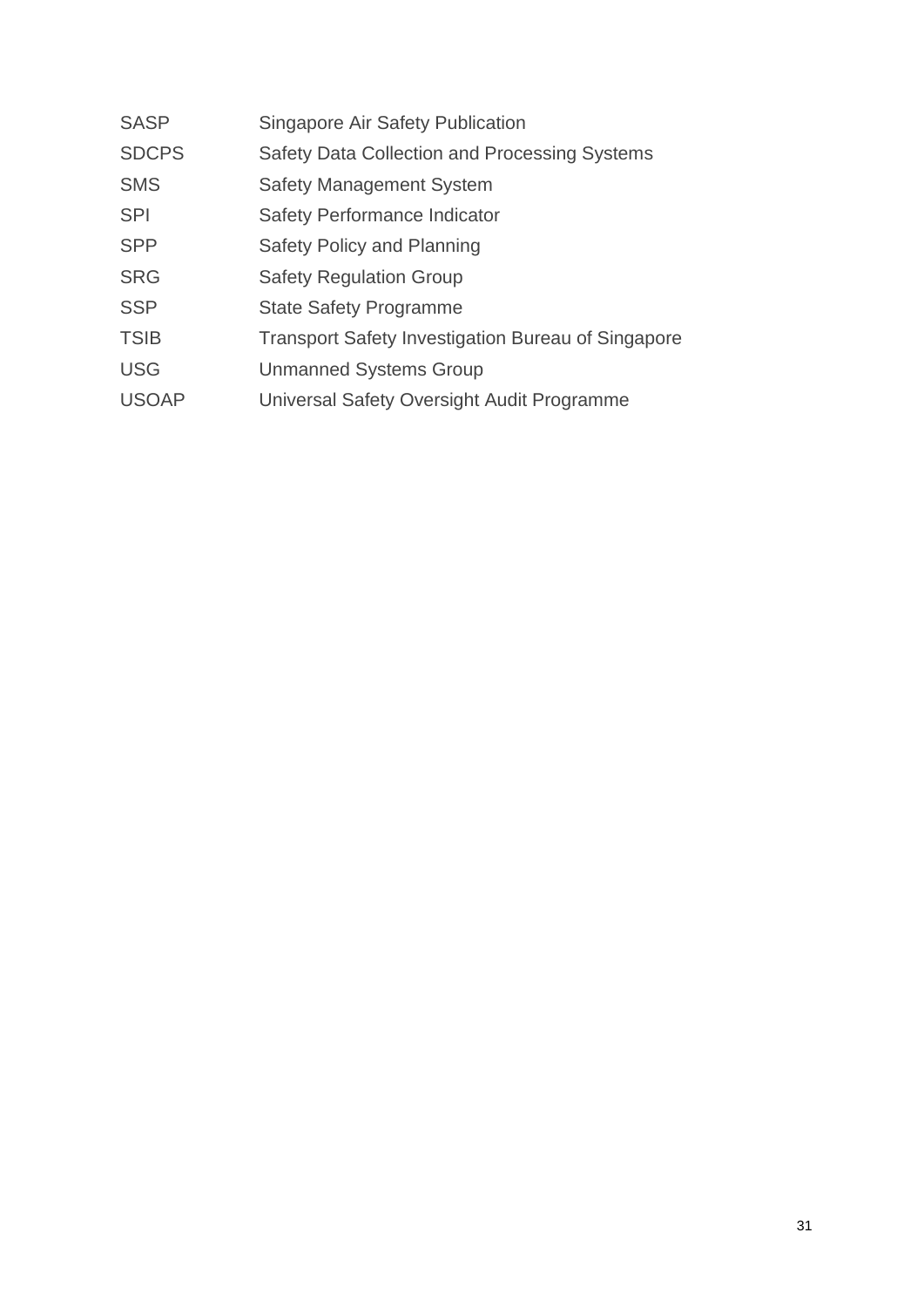| | |
|---|---|
| SASP | Singapore Air Safety Publication |
| SDCPS | Safety Data Collection and Processing Systems |
| SMS | Safety Management System |
| SPI | Safety Performance Indicator |
| SPP | Safety Policy and Planning |
| SRG | Safety Regulation Group |
| SSP | State Safety Programme |
| TSIB | Transport Safety Investigation Bureau of Singapore |
| USG | Unmanned Systems Group |
| USOAP | Universal Safety Oversight Audit Programme |